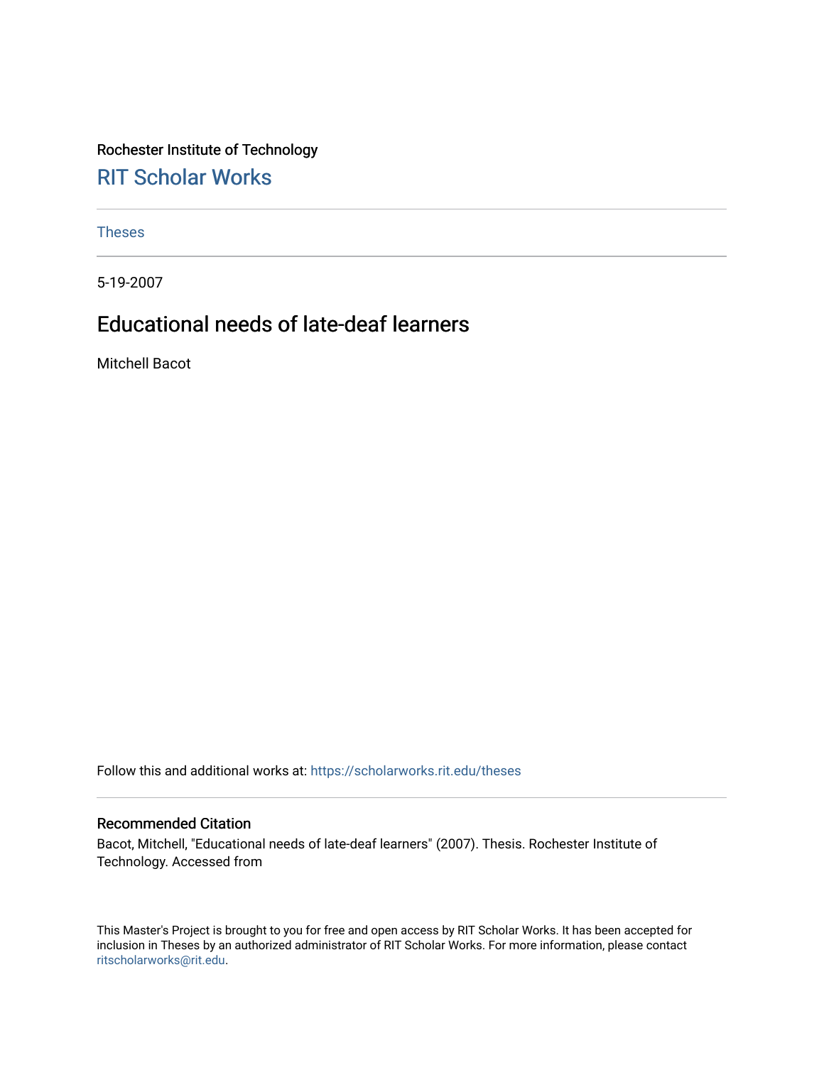Rochester Institute of Technology

## RIT Scholar Works

Theses

5-19-2007

# Educational needs of late-deaf learners

Mitchell Bacot

Follow this and additional works at: https://scholarworks.rit.edu/theses

### Recommended Citation

Bacot, Mitchell, "Educational needs of late-deaf learners" (2007). Thesis. Rochester Institute of Technology. Accessed from

This Master's Project is brought to you for free and open access by RIT Scholar Works. It has been accepted for inclusion in Theses by an authorized administrator of RIT Scholar Works. For more information, please contact ritscholarworks@rit.edu.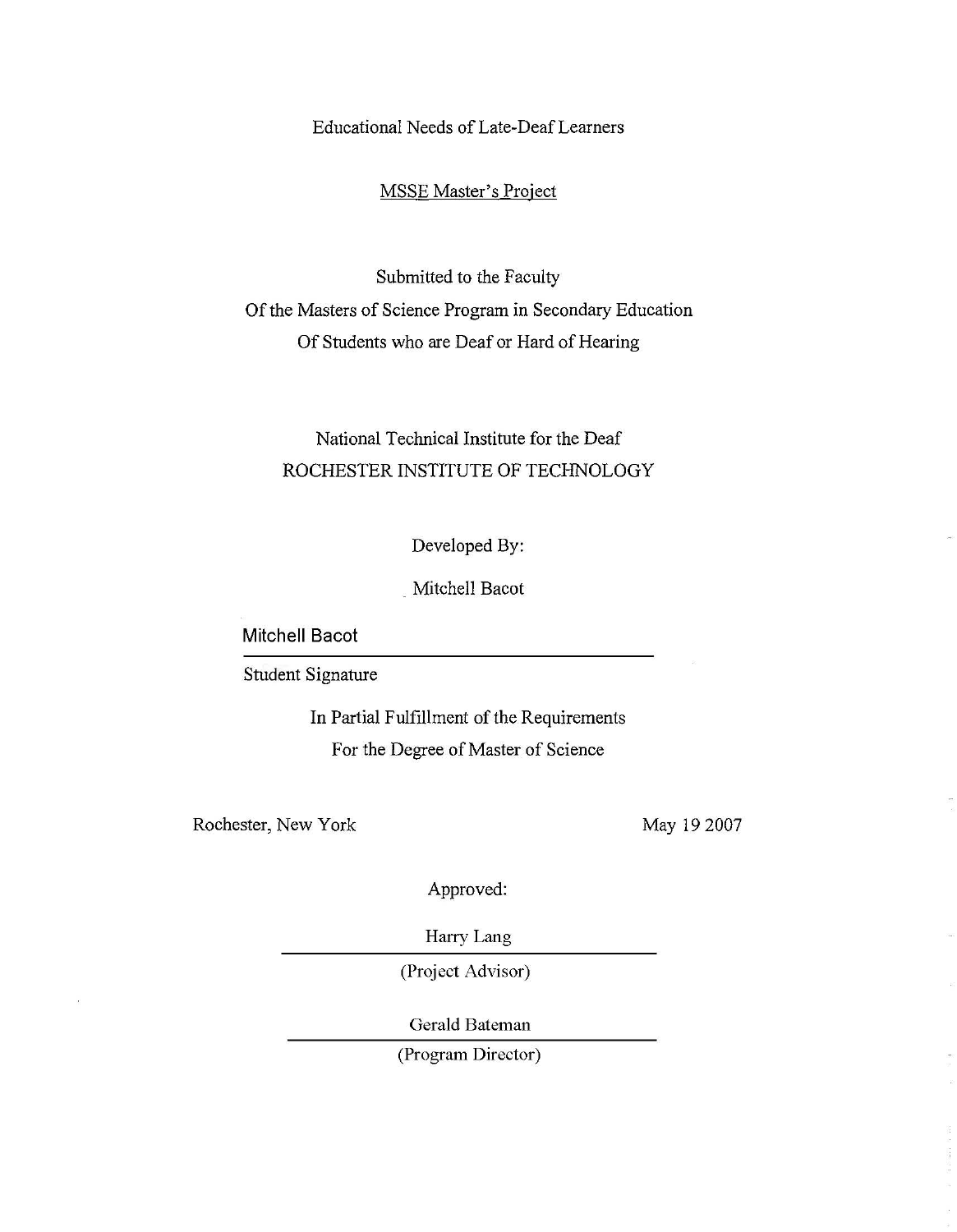# Educational Needs of Late-Deaf Learners

MSSE Master's Project

Submitted to the Faculty
Of the Masters of Science Program in Secondary Education
Of Students who are Deaf or Hard of Hearing

National Technical Institute for the Deaf
ROCHESTER INSTITUTE OF TECHNOLOGY

Developed By:

Mitchell Bacot

Mitchell Bacot

Student Signature

In Partial Fulfillment of the Requirements
For the Degree of Master of Science

Rochester, New York

May 19 2007

Approved:

Harry Lang

(Project Advisor)

Gerald Bateman

(Program Director)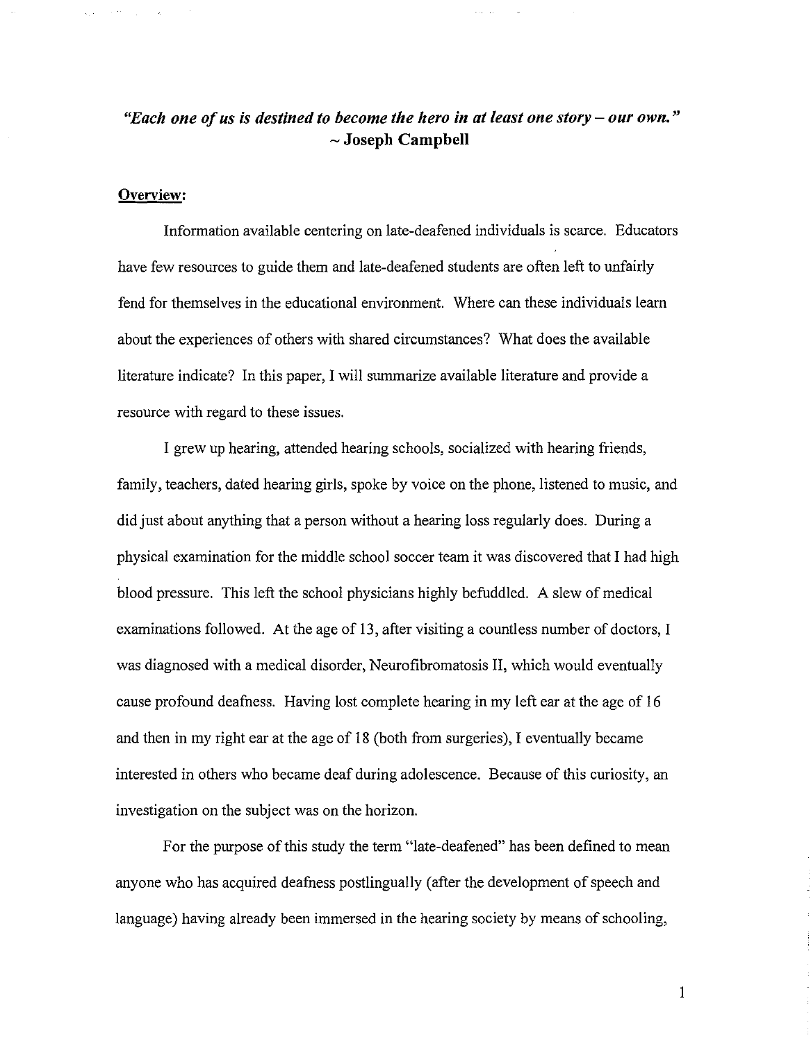***"Each one of us is destined to become the hero in at least one story – our own."***
**~ Joseph Campbell**

**Overview:**

Information available centering on late-deafened individuals is scarce. Educators have few resources to guide them and late-deafened students are often left to unfairly fend for themselves in the educational environment. Where can these individuals learn about the experiences of others with shared circumstances? What does the available literature indicate? In this paper, I will summarize available literature and provide a resource with regard to these issues.

I grew up hearing, attended hearing schools, socialized with hearing friends, family, teachers, dated hearing girls, spoke by voice on the phone, listened to music, and did just about anything that a person without a hearing loss regularly does. During a physical examination for the middle school soccer team it was discovered that I had high blood pressure. This left the school physicians highly befuddled. A slew of medical examinations followed. At the age of 13, after visiting a countless number of doctors, I was diagnosed with a medical disorder, Neurofibromatosis II, which would eventually cause profound deafness. Having lost complete hearing in my left ear at the age of 16 and then in my right ear at the age of 18 (both from surgeries), I eventually became interested in others who became deaf during adolescence. Because of this curiosity, an investigation on the subject was on the horizon.

For the purpose of this study the term "late-deafened" has been defined to mean anyone who has acquired deafness postlingually (after the development of speech and language) having already been immersed in the hearing society by means of schooling,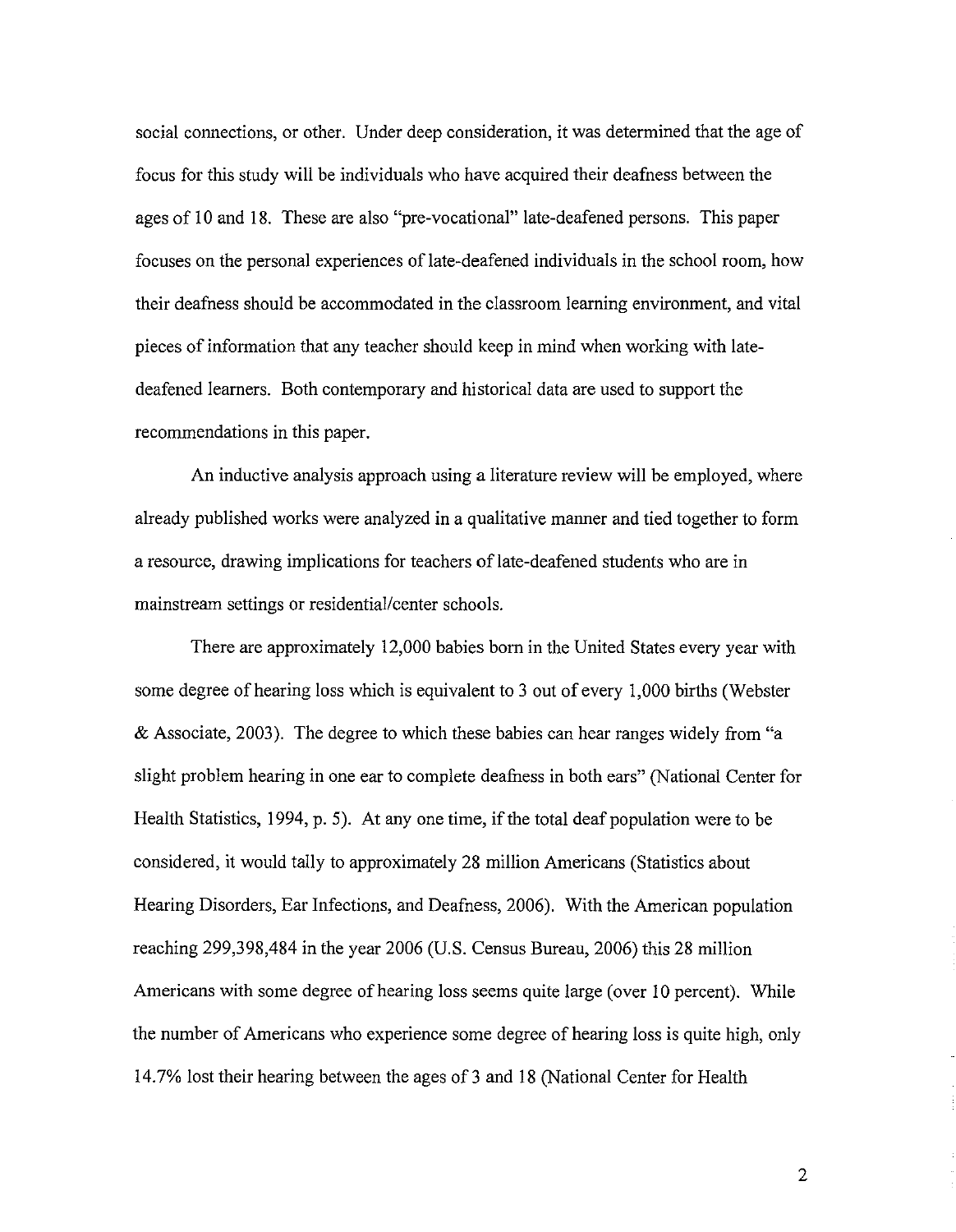social connections, or other. Under deep consideration, it was determined that the age of focus for this study will be individuals who have acquired their deafness between the ages of 10 and 18. These are also "pre-vocational" late-deafened persons. This paper focuses on the personal experiences of late-deafened individuals in the school room, how their deafness should be accommodated in the classroom learning environment, and vital pieces of information that any teacher should keep in mind when working with late-deafened learners. Both contemporary and historical data are used to support the recommendations in this paper.

An inductive analysis approach using a literature review will be employed, where already published works were analyzed in a qualitative manner and tied together to form a resource, drawing implications for teachers of late-deafened students who are in mainstream settings or residential/center schools.

There are approximately 12,000 babies born in the United States every year with some degree of hearing loss which is equivalent to 3 out of every 1,000 births (Webster & Associate, 2003). The degree to which these babies can hear ranges widely from "a slight problem hearing in one ear to complete deafness in both ears" (National Center for Health Statistics, 1994, p. 5). At any one time, if the total deaf population were to be considered, it would tally to approximately 28 million Americans (Statistics about Hearing Disorders, Ear Infections, and Deafness, 2006). With the American population reaching 299,398,484 in the year 2006 (U.S. Census Bureau, 2006) this 28 million Americans with some degree of hearing loss seems quite large (over 10 percent). While the number of Americans who experience some degree of hearing loss is quite high, only 14.7% lost their hearing between the ages of 3 and 18 (National Center for Health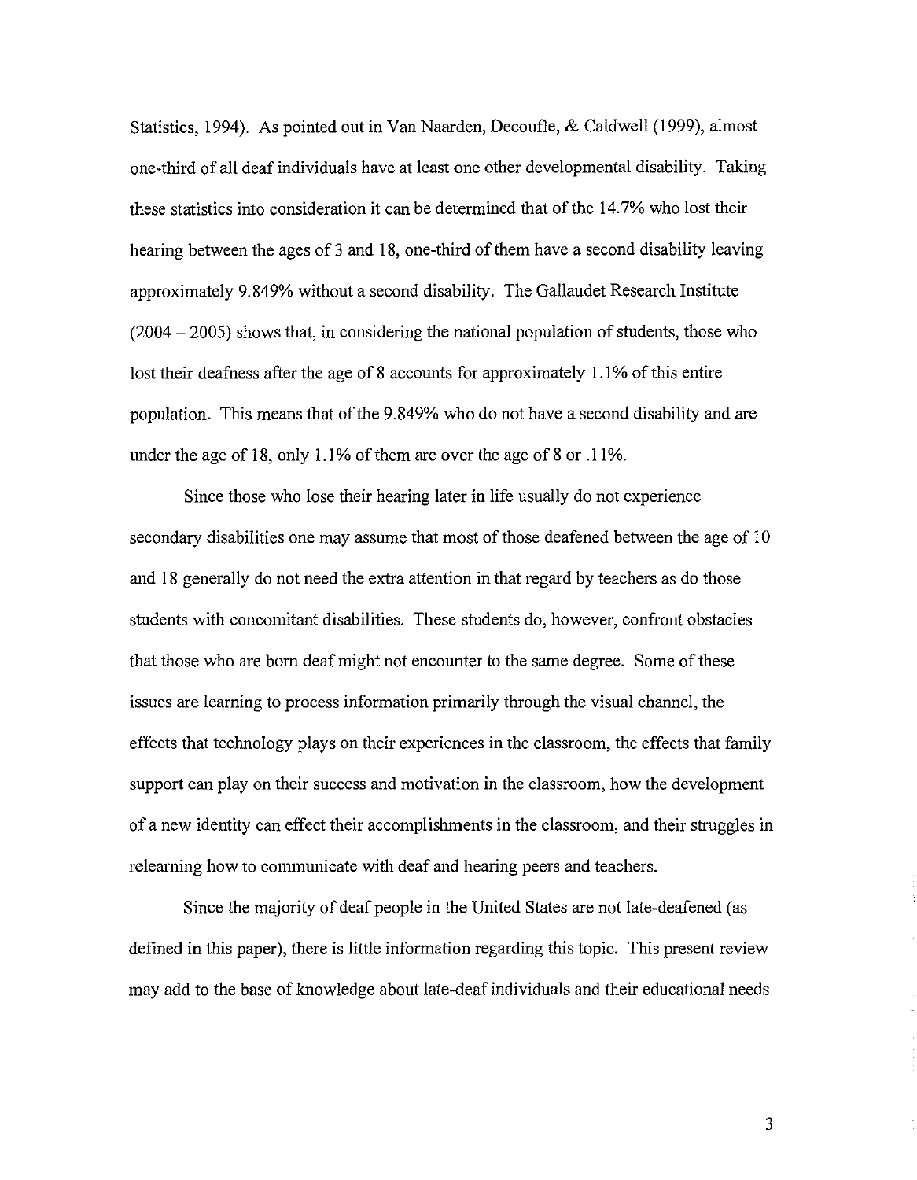Statistics, 1994). As pointed out in Van Naarden, Decoufle, & Caldwell (1999), almost one-third of all deaf individuals have at least one other developmental disability. Taking these statistics into consideration it can be determined that of the 14.7% who lost their hearing between the ages of 3 and 18, one-third of them have a second disability leaving approximately 9.849% without a second disability. The Gallaudet Research Institute (2004 – 2005) shows that, in considering the national population of students, those who lost their deafness after the age of 8 accounts for approximately 1.1% of this entire population. This means that of the 9.849% who do not have a second disability and are under the age of 18, only 1.1% of them are over the age of 8 or .11%.

Since those who lose their hearing later in life usually do not experience secondary disabilities one may assume that most of those deafened between the age of 10 and 18 generally do not need the extra attention in that regard by teachers as do those students with concomitant disabilities. These students do, however, confront obstacles that those who are born deaf might not encounter to the same degree. Some of these issues are learning to process information primarily through the visual channel, the effects that technology plays on their experiences in the classroom, the effects that family support can play on their success and motivation in the classroom, how the development of a new identity can effect their accomplishments in the classroom, and their struggles in relearning how to communicate with deaf and hearing peers and teachers.

Since the majority of deaf people in the United States are not late-deafened (as defined in this paper), there is little information regarding this topic. This present review may add to the base of knowledge about late-deaf individuals and their educational needs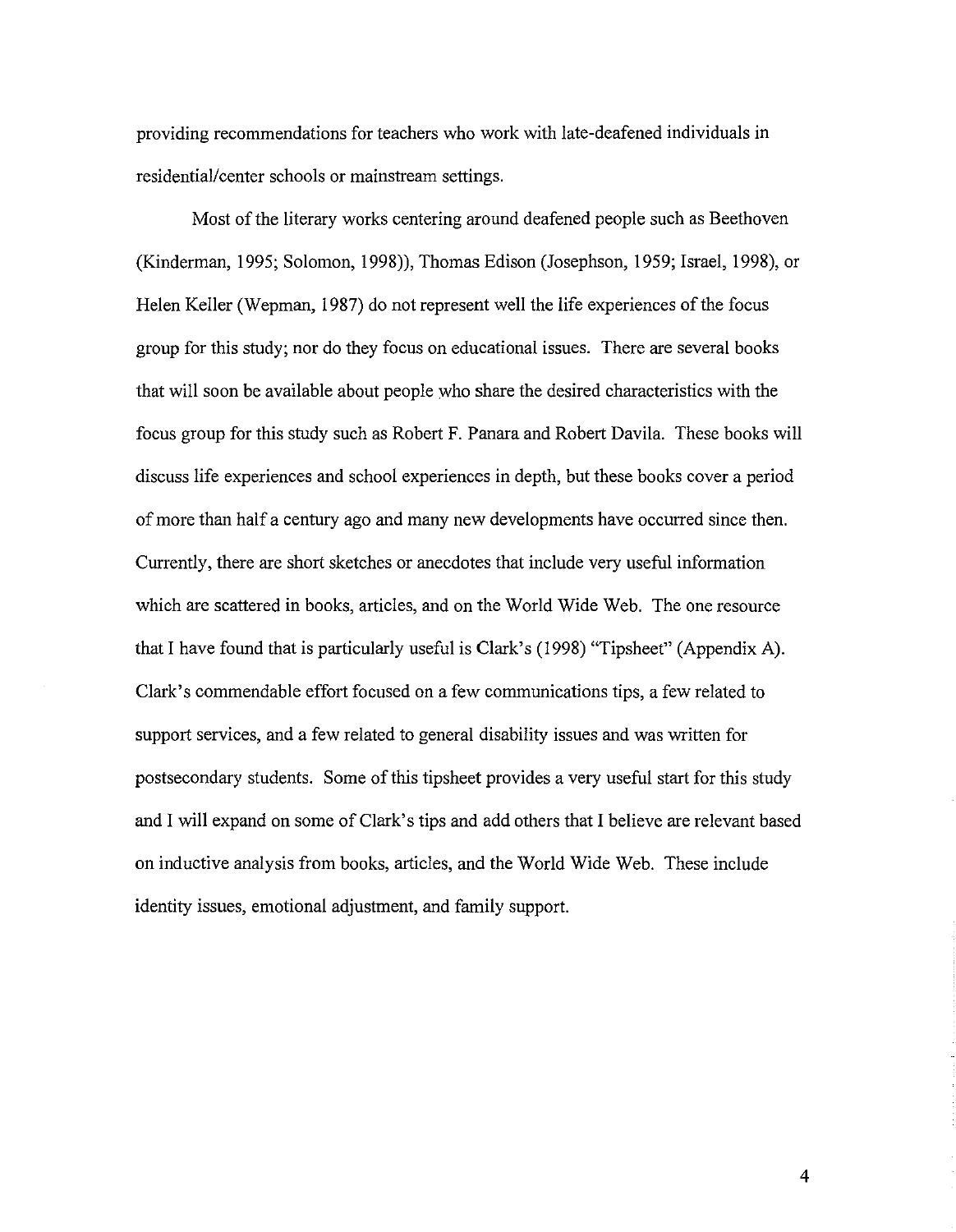providing recommendations for teachers who work with late-deafened individuals in residential/center schools or mainstream settings.

Most of the literary works centering around deafened people such as Beethoven (Kinderman, 1995; Solomon, 1998)), Thomas Edison (Josephson, 1959; Israel, 1998), or Helen Keller (Wepman, 1987) do not represent well the life experiences of the focus group for this study; nor do they focus on educational issues. There are several books that will soon be available about people who share the desired characteristics with the focus group for this study such as Robert F. Panara and Robert Davila. These books will discuss life experiences and school experiences in depth, but these books cover a period of more than half a century ago and many new developments have occurred since then. Currently, there are short sketches or anecdotes that include very useful information which are scattered in books, articles, and on the World Wide Web. The one resource that I have found that is particularly useful is Clark's (1998) "Tipsheet" (Appendix A). Clark's commendable effort focused on a few communications tips, a few related to support services, and a few related to general disability issues and was written for postsecondary students. Some of this tipsheet provides a very useful start for this study and I will expand on some of Clark's tips and add others that I believe are relevant based on inductive analysis from books, articles, and the World Wide Web. These include identity issues, emotional adjustment, and family support.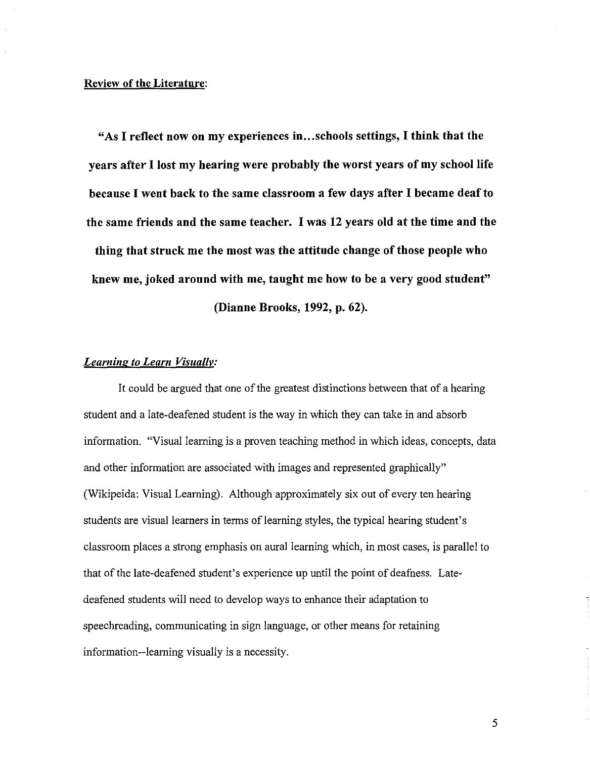**Review of the Literature**:

**"As I reflect now on my experiences in...schools settings, I think that the years after I lost my hearing were probably the worst years of my school life because I went back to the same classroom a few days after I became deaf to the same friends and the same teacher. I was 12 years old at the time and the thing that struck me the most was the attitude change of those people who knew me, joked around with me, taught me how to be a very good student" (Dianne Brooks, 1992, p. 62).**

***Learning to Learn Visually:***

It could be argued that one of the greatest distinctions between that of a hearing student and a late-deafened student is the way in which they can take in and absorb information. "Visual learning is a proven teaching method in which ideas, concepts, data and other information are associated with images and represented graphically" (Wikipeida: Visual Learning). Although approximately six out of every ten hearing students are visual learners in terms of learning styles, the typical hearing student's classroom places a strong emphasis on aural learning which, in most cases, is parallel to that of the late-deafened student's experience up until the point of deafness. Late-deafened students will need to develop ways to enhance their adaptation to speechreading, communicating in sign language, or other means for retaining information--learning visually is a necessity.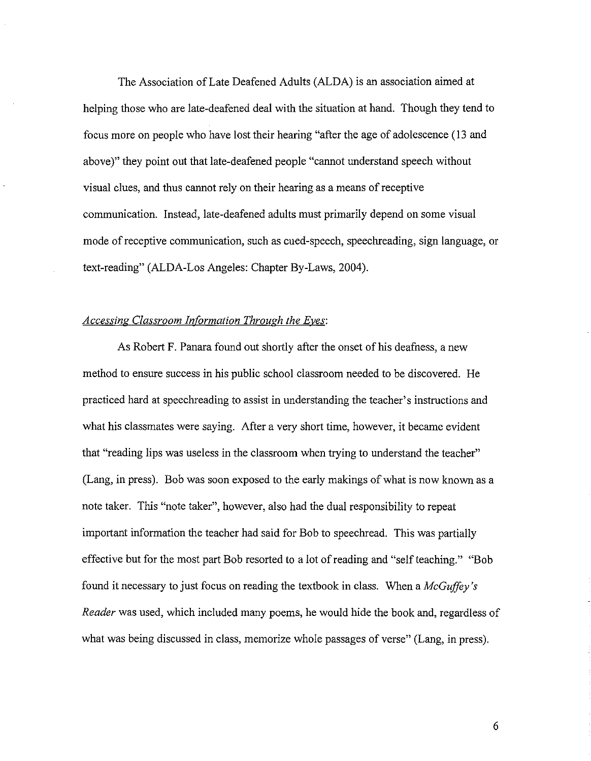The Association of Late Deafened Adults (ALDA) is an association aimed at helping those who are late-deafened deal with the situation at hand. Though they tend to focus more on people who have lost their hearing "after the age of adolescence (13 and above)" they point out that late-deafened people "cannot understand speech without visual clues, and thus cannot rely on their hearing as a means of receptive communication. Instead, late-deafened adults must primarily depend on some visual mode of receptive communication, such as cued-speech, speechreading, sign language, or text-reading" (ALDA-Los Angeles: Chapter By-Laws, 2004).

### *Accessing Classroom Information Through the Eyes*:

As Robert F. Panara found out shortly after the onset of his deafness, a new method to ensure success in his public school classroom needed to be discovered. He practiced hard at speechreading to assist in understanding the teacher's instructions and what his classmates were saying. After a very short time, however, it became evident that "reading lips was useless in the classroom when trying to understand the teacher" (Lang, in press). Bob was soon exposed to the early makings of what is now known as a note taker. This "note taker", however, also had the dual responsibility to repeat important information the teacher had said for Bob to speechread. This was partially effective but for the most part Bob resorted to a lot of reading and "self teaching." "Bob found it necessary to just focus on reading the textbook in class. When a *McGuffey's Reader* was used, which included many poems, he would hide the book and, regardless of what was being discussed in class, memorize whole passages of verse" (Lang, in press).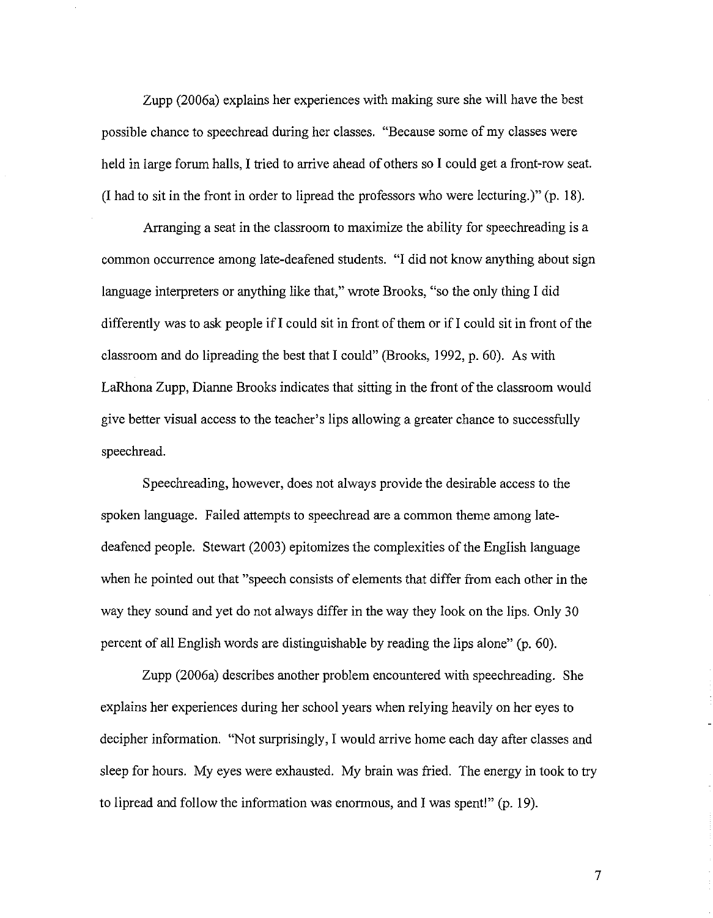Zupp (2006a) explains her experiences with making sure she will have the best possible chance to speechread during her classes. "Because some of my classes were held in large forum halls, I tried to arrive ahead of others so I could get a front-row seat. (I had to sit in the front in order to lipread the professors who were lecturing.)" (p. 18).

Arranging a seat in the classroom to maximize the ability for speechreading is a common occurrence among late-deafened students. "I did not know anything about sign language interpreters or anything like that," wrote Brooks, "so the only thing I did differently was to ask people if I could sit in front of them or if I could sit in front of the classroom and do lipreading the best that I could" (Brooks, 1992, p. 60). As with LaRhona Zupp, Dianne Brooks indicates that sitting in the front of the classroom would give better visual access to the teacher's lips allowing a greater chance to successfully speechread.

Speechreading, however, does not always provide the desirable access to the spoken language. Failed attempts to speechread are a common theme among late-deafened people. Stewart (2003) epitomizes the complexities of the English language when he pointed out that "speech consists of elements that differ from each other in the way they sound and yet do not always differ in the way they look on the lips. Only 30 percent of all English words are distinguishable by reading the lips alone" (p. 60).

Zupp (2006a) describes another problem encountered with speechreading. She explains her experiences during her school years when relying heavily on her eyes to decipher information. "Not surprisingly, I would arrive home each day after classes and sleep for hours. My eyes were exhausted. My brain was fried. The energy in took to try to lipread and follow the information was enormous, and I was spent!" (p. 19).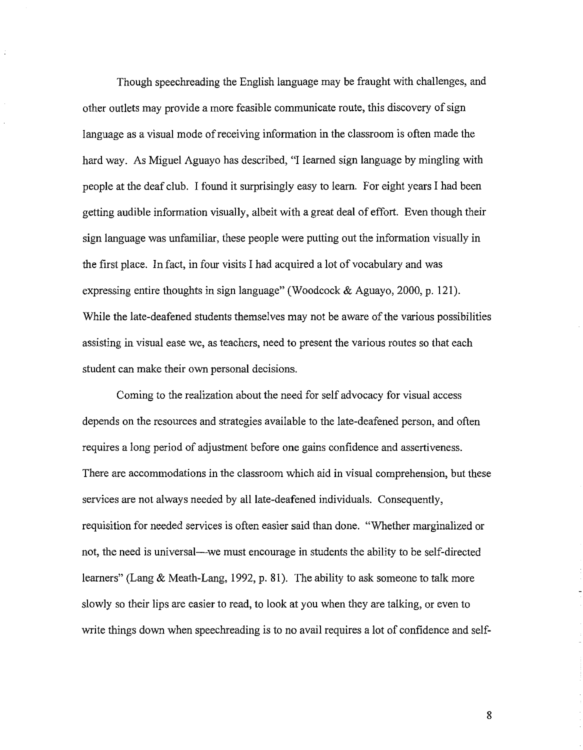Though speechreading the English language may be fraught with challenges, and other outlets may provide a more feasible communicate route, this discovery of sign language as a visual mode of receiving information in the classroom is often made the hard way. As Miguel Aguayo has described, "I learned sign language by mingling with people at the deaf club. I found it surprisingly easy to learn. For eight years I had been getting audible information visually, albeit with a great deal of effort. Even though their sign language was unfamiliar, these people were putting out the information visually in the first place. In fact, in four visits I had acquired a lot of vocabulary and was expressing entire thoughts in sign language" (Woodcock & Aguayo, 2000, p. 121). While the late-deafened students themselves may not be aware of the various possibilities assisting in visual ease we, as teachers, need to present the various routes so that each student can make their own personal decisions.

Coming to the realization about the need for self advocacy for visual access depends on the resources and strategies available to the late-deafened person, and often requires a long period of adjustment before one gains confidence and assertiveness. There are accommodations in the classroom which aid in visual comprehension, but these services are not always needed by all late-deafened individuals. Consequently, requisition for needed services is often easier said than done. "Whether marginalized or not, the need is universal—we must encourage in students the ability to be self-directed learners" (Lang & Meath-Lang, 1992, p. 81). The ability to ask someone to talk more slowly so their lips are easier to read, to look at you when they are talking, or even to write things down when speechreading is to no avail requires a lot of confidence and self-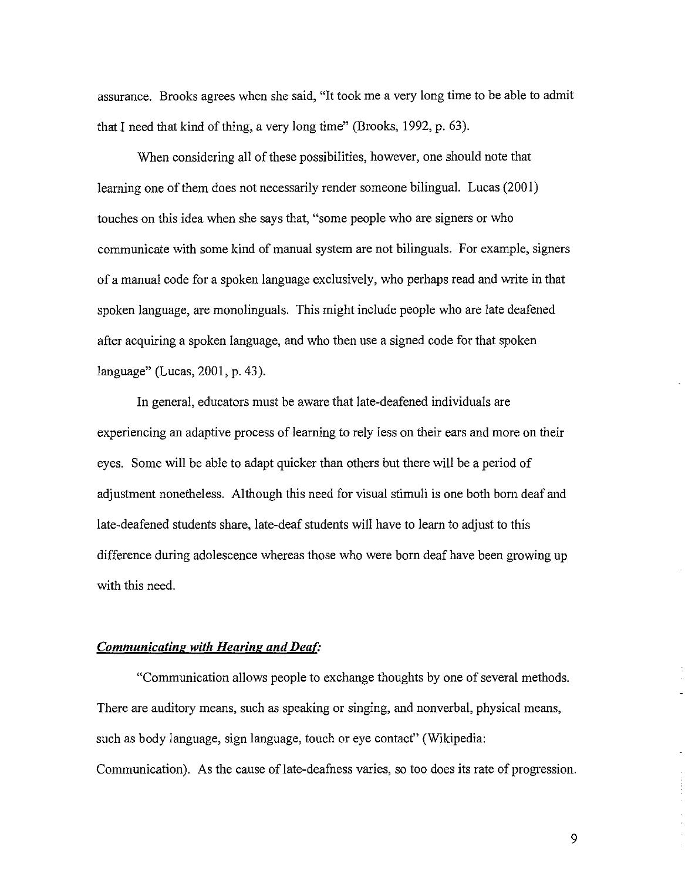assurance. Brooks agrees when she said, "It took me a very long time to be able to admit that I need that kind of thing, a very long time" (Brooks, 1992, p. 63).

When considering all of these possibilities, however, one should note that learning one of them does not necessarily render someone bilingual. Lucas (2001) touches on this idea when she says that, "some people who are signers or who communicate with some kind of manual system are not bilinguals. For example, signers of a manual code for a spoken language exclusively, who perhaps read and write in that spoken language, are monolinguals. This might include people who are late deafened after acquiring a spoken language, and who then use a signed code for that spoken language" (Lucas, 2001, p. 43).

In general, educators must be aware that late-deafened individuals are experiencing an adaptive process of learning to rely less on their ears and more on their eyes. Some will be able to adapt quicker than others but there will be a period of adjustment nonetheless. Although this need for visual stimuli is one both born deaf and late-deafened students share, late-deaf students will have to learn to adjust to this difference during adolescence whereas those who were born deaf have been growing up with this need.

***Communicating with Hearing and Deaf:***

"Communication allows people to exchange thoughts by one of several methods. There are auditory means, such as speaking or singing, and nonverbal, physical means, such as body language, sign language, touch or eye contact" (Wikipedia: Communication). As the cause of late-deafness varies, so too does its rate of progression.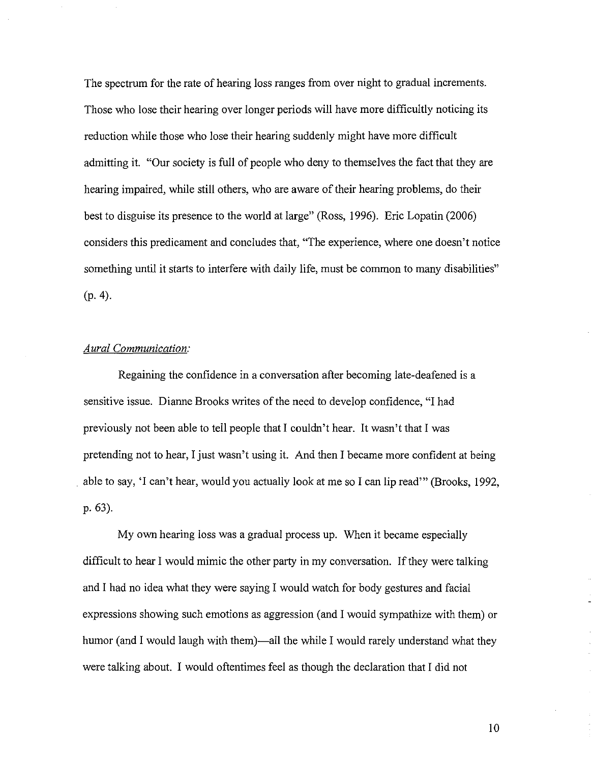The spectrum for the rate of hearing loss ranges from over night to gradual increments. Those who lose their hearing over longer periods will have more difficultly noticing its reduction while those who lose their hearing suddenly might have more difficult admitting it. "Our society is full of people who deny to themselves the fact that they are hearing impaired, while still others, who are aware of their hearing problems, do their best to disguise its presence to the world at large" (Ross, 1996). Eric Lopatin (2006) considers this predicament and concludes that, "The experience, where one doesn't notice something until it starts to interfere with daily life, must be common to many disabilities" (p. 4).

### *Aural Communication:*

Regaining the confidence in a conversation after becoming late-deafened is a sensitive issue. Dianne Brooks writes of the need to develop confidence, "I had previously not been able to tell people that I couldn't hear. It wasn't that I was pretending not to hear, I just wasn't using it. And then I became more confident at being able to say, 'I can't hear, would you actually look at me so I can lip read'" (Brooks, 1992, p. 63).

My own hearing loss was a gradual process up. When it became especially difficult to hear I would mimic the other party in my conversation. If they were talking and I had no idea what they were saying I would watch for body gestures and facial expressions showing such emotions as aggression (and I would sympathize with them) or humor (and I would laugh with them)—all the while I would rarely understand what they were talking about. I would oftentimes feel as though the declaration that I did not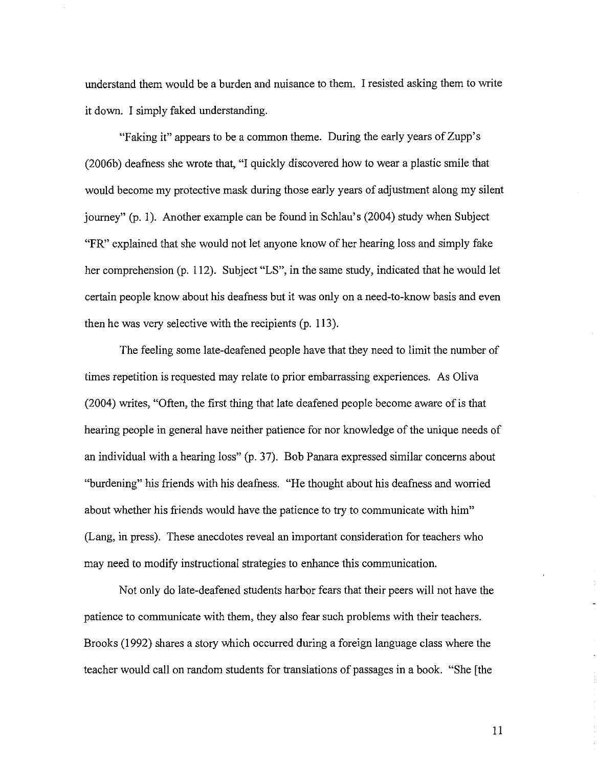understand them would be a burden and nuisance to them. I resisted asking them to write it down. I simply faked understanding.

"Faking it" appears to be a common theme. During the early years of Zupp's (2006b) deafness she wrote that, "I quickly discovered how to wear a plastic smile that would become my protective mask during those early years of adjustment along my silent journey" (p. 1). Another example can be found in Schlau's (2004) study when Subject "FR" explained that she would not let anyone know of her hearing loss and simply fake her comprehension (p. 112). Subject "LS", in the same study, indicated that he would let certain people know about his deafness but it was only on a need-to-know basis and even then he was very selective with the recipients (p. 113).

The feeling some late-deafened people have that they need to limit the number of times repetition is requested may relate to prior embarrassing experiences. As Oliva (2004) writes, "Often, the first thing that late deafened people become aware of is that hearing people in general have neither patience for nor knowledge of the unique needs of an individual with a hearing loss" (p. 37). Bob Panara expressed similar concerns about "burdening" his friends with his deafness. "He thought about his deafness and worried about whether his friends would have the patience to try to communicate with him" (Lang, in press). These anecdotes reveal an important consideration for teachers who may need to modify instructional strategies to enhance this communication.

Not only do late-deafened students harbor fears that their peers will not have the patience to communicate with them, they also fear such problems with their teachers. Brooks (1992) shares a story which occurred during a foreign language class where the teacher would call on random students for translations of passages in a book. "She [the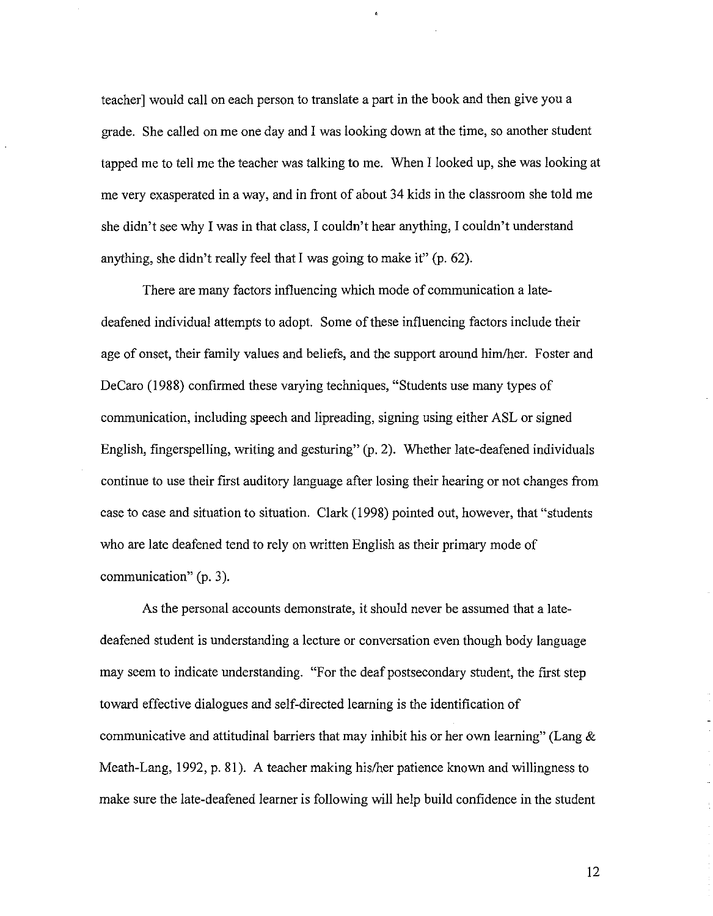teacher] would call on each person to translate a part in the book and then give you a grade. She called on me one day and I was looking down at the time, so another student tapped me to tell me the teacher was talking to me. When I looked up, she was looking at me very exasperated in a way, and in front of about 34 kids in the classroom she told me she didn't see why I was in that class, I couldn't hear anything, I couldn't understand anything, she didn't really feel that I was going to make it" (p. 62).

There are many factors influencing which mode of communication a late-deafened individual attempts to adopt. Some of these influencing factors include their age of onset, their family values and beliefs, and the support around him/her. Foster and DeCaro (1988) confirmed these varying techniques, "Students use many types of communication, including speech and lipreading, signing using either ASL or signed English, fingerspelling, writing and gesturing" (p. 2). Whether late-deafened individuals continue to use their first auditory language after losing their hearing or not changes from case to case and situation to situation. Clark (1998) pointed out, however, that "students who are late deafened tend to rely on written English as their primary mode of communication" (p. 3).

As the personal accounts demonstrate, it should never be assumed that a late-deafened student is understanding a lecture or conversation even though body language may seem to indicate understanding. "For the deaf postsecondary student, the first step toward effective dialogues and self-directed learning is the identification of communicative and attitudinal barriers that may inhibit his or her own learning" (Lang & Meath-Lang, 1992, p. 81). A teacher making his/her patience known and willingness to make sure the late-deafened learner is following will help build confidence in the student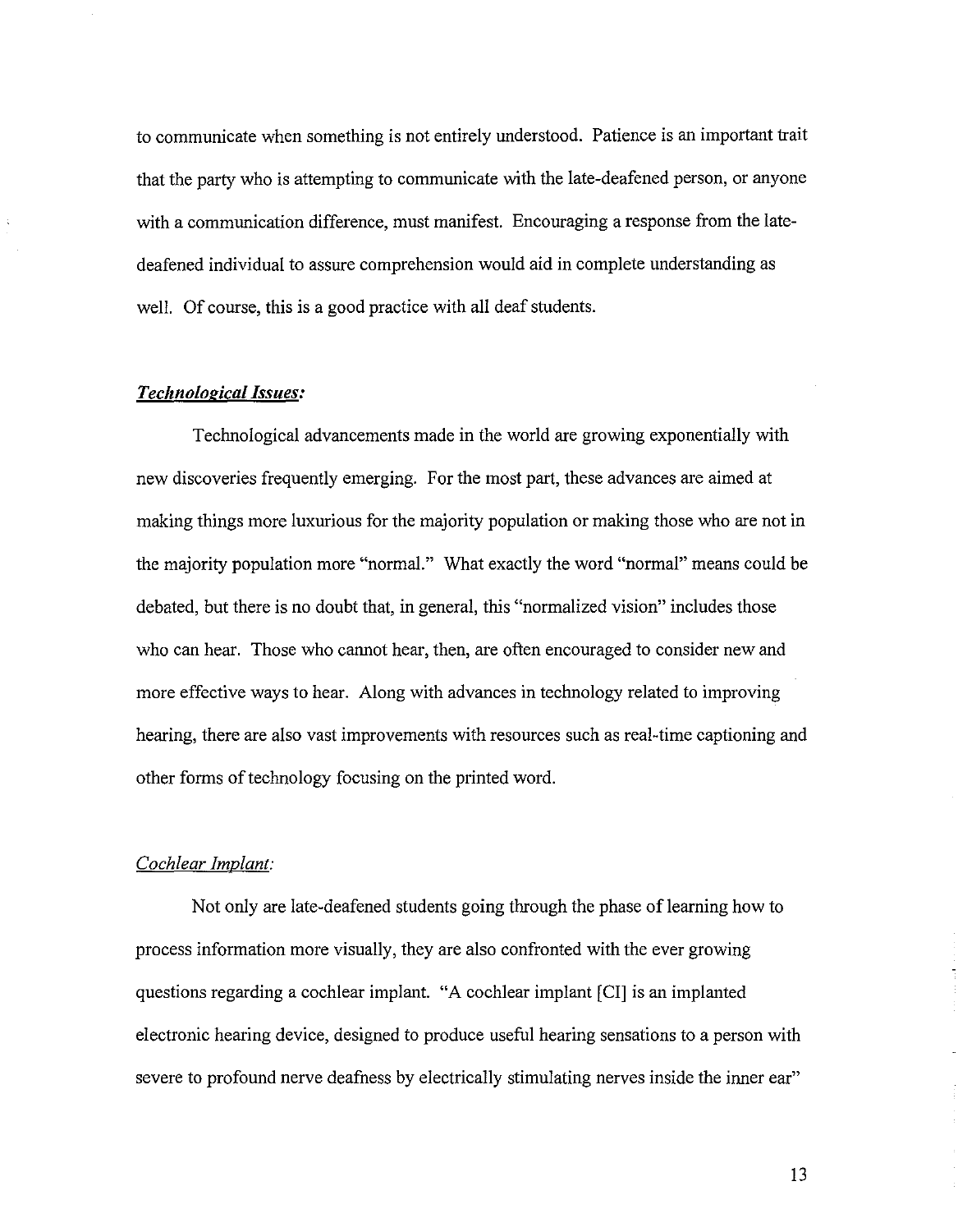to communicate when something is not entirely understood. Patience is an important trait that the party who is attempting to communicate with the late-deafened person, or anyone with a communication difference, must manifest. Encouraging a response from the late-deafened individual to assure comprehension would aid in complete understanding as well. Of course, this is a good practice with all deaf students.

## ***Technological Issues:***

Technological advancements made in the world are growing exponentially with new discoveries frequently emerging. For the most part, these advances are aimed at making things more luxurious for the majority population or making those who are not in the majority population more "normal." What exactly the word "normal" means could be debated, but there is no doubt that, in general, this "normalized vision" includes those who can hear. Those who cannot hear, then, are often encouraged to consider new and more effective ways to hear. Along with advances in technology related to improving hearing, there are also vast improvements with resources such as real-time captioning and other forms of technology focusing on the printed word.

### *Cochlear Implant:*

Not only are late-deafened students going through the phase of learning how to process information more visually, they are also confronted with the ever growing questions regarding a cochlear implant. "A cochlear implant [CI] is an implanted electronic hearing device, designed to produce useful hearing sensations to a person with severe to profound nerve deafness by electrically stimulating nerves inside the inner ear"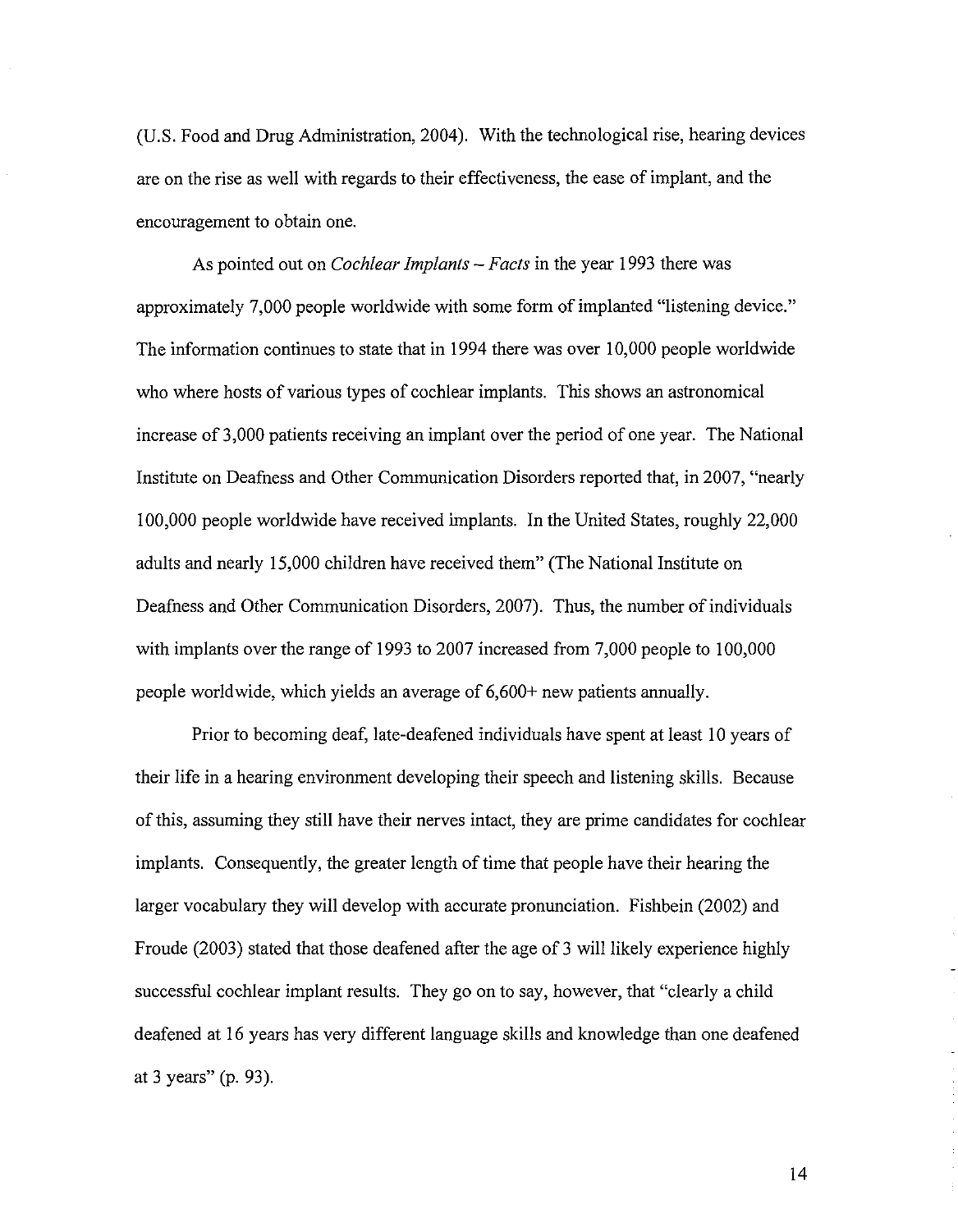(U.S. Food and Drug Administration, 2004). With the technological rise, hearing devices are on the rise as well with regards to their effectiveness, the ease of implant, and the encouragement to obtain one.

As pointed out on *Cochlear Implants – Facts* in the year 1993 there was approximately 7,000 people worldwide with some form of implanted "listening device." The information continues to state that in 1994 there was over 10,000 people worldwide who where hosts of various types of cochlear implants. This shows an astronomical increase of 3,000 patients receiving an implant over the period of one year. The National Institute on Deafness and Other Communication Disorders reported that, in 2007, "nearly 100,000 people worldwide have received implants. In the United States, roughly 22,000 adults and nearly 15,000 children have received them" (The National Institute on Deafness and Other Communication Disorders, 2007). Thus, the number of individuals with implants over the range of 1993 to 2007 increased from 7,000 people to 100,000 people worldwide, which yields an average of 6,600+ new patients annually.

Prior to becoming deaf, late-deafened individuals have spent at least 10 years of their life in a hearing environment developing their speech and listening skills. Because of this, assuming they still have their nerves intact, they are prime candidates for cochlear implants. Consequently, the greater length of time that people have their hearing the larger vocabulary they will develop with accurate pronunciation. Fishbein (2002) and Froude (2003) stated that those deafened after the age of 3 will likely experience highly successful cochlear implant results. They go on to say, however, that "clearly a child deafened at 16 years has very different language skills and knowledge than one deafened at 3 years" (p. 93).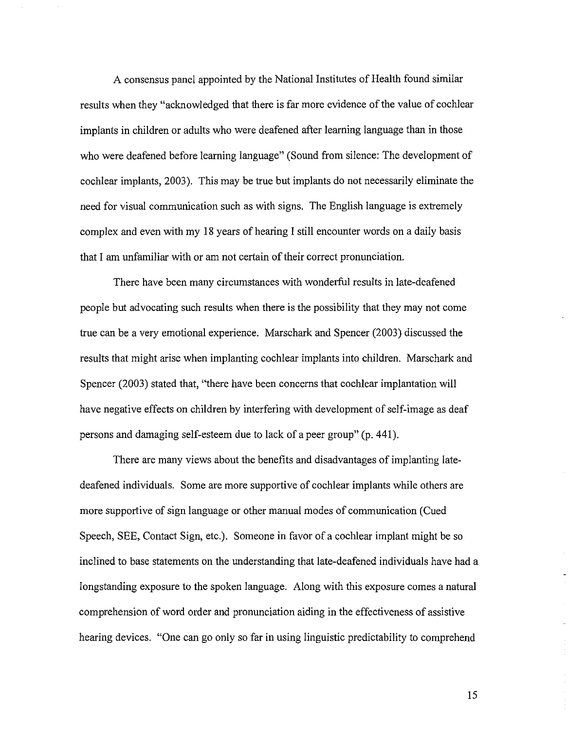A consensus panel appointed by the National Institutes of Health found similar results when they "acknowledged that there is far more evidence of the value of cochlear implants in children or adults who were deafened after learning language than in those who were deafened before learning language" (Sound from silence: The development of cochlear implants, 2003). This may be true but implants do not necessarily eliminate the need for visual communication such as with signs. The English language is extremely complex and even with my 18 years of hearing I still encounter words on a daily basis that I am unfamiliar with or am not certain of their correct pronunciation.

There have been many circumstances with wonderful results in late-deafened people but advocating such results when there is the possibility that they may not come true can be a very emotional experience. Marschark and Spencer (2003) discussed the results that might arise when implanting cochlear implants into children. Marschark and Spencer (2003) stated that, "there have been concerns that cochlear implantation will have negative effects on children by interfering with development of self-image as deaf persons and damaging self-esteem due to lack of a peer group" (p. 441).

There are many views about the benefits and disadvantages of implanting late-deafened individuals. Some are more supportive of cochlear implants while others are more supportive of sign language or other manual modes of communication (Cued Speech, SEE, Contact Sign, etc.). Someone in favor of a cochlear implant might be so inclined to base statements on the understanding that late-deafened individuals have had a longstanding exposure to the spoken language. Along with this exposure comes a natural comprehension of word order and pronunciation aiding in the effectiveness of assistive hearing devices. "One can go only so far in using linguistic predictability to comprehend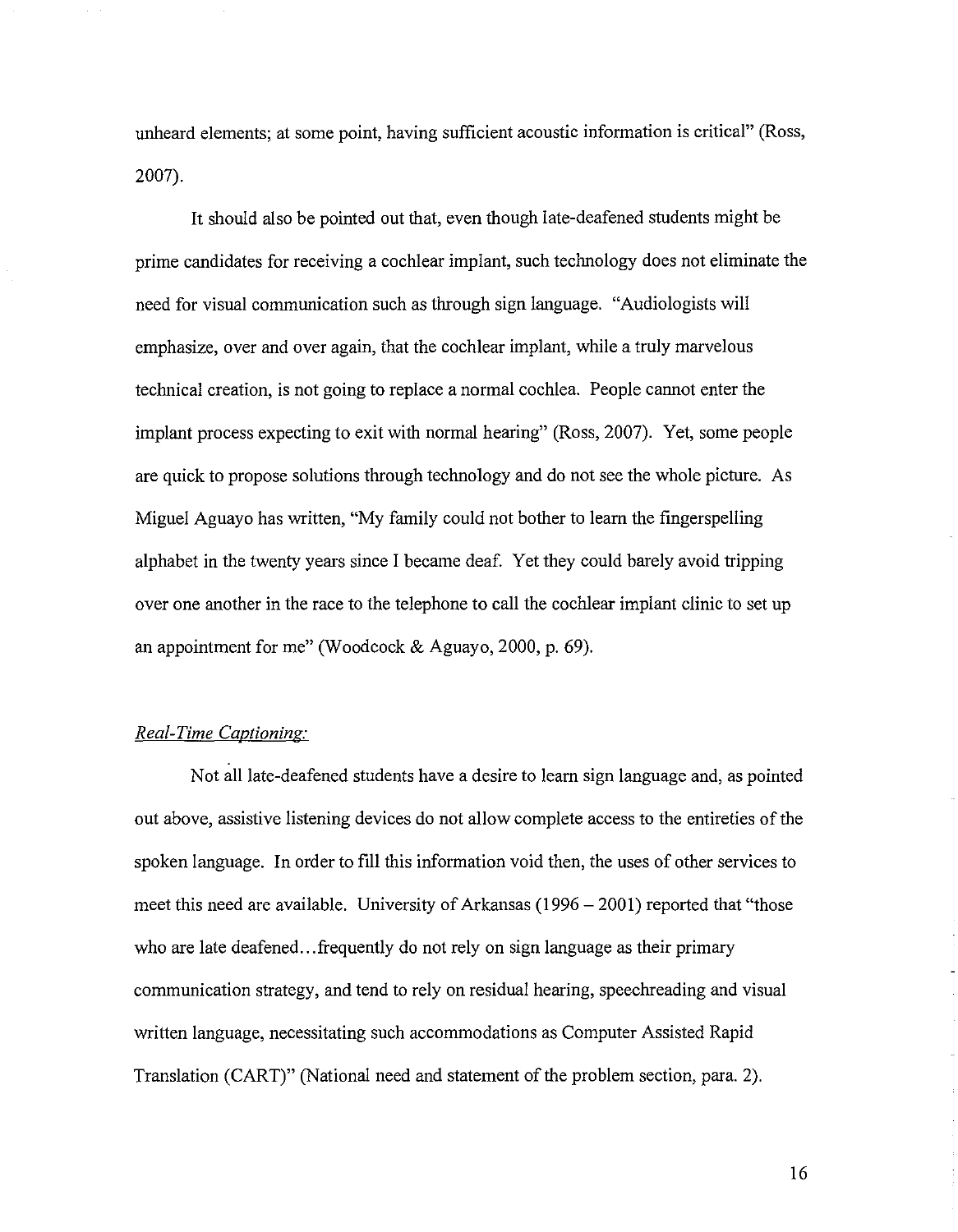unheard elements; at some point, having sufficient acoustic information is critical" (Ross, 2007).

It should also be pointed out that, even though late-deafened students might be prime candidates for receiving a cochlear implant, such technology does not eliminate the need for visual communication such as through sign language. "Audiologists will emphasize, over and over again, that the cochlear implant, while a truly marvelous technical creation, is not going to replace a normal cochlea. People cannot enter the implant process expecting to exit with normal hearing" (Ross, 2007). Yet, some people are quick to propose solutions through technology and do not see the whole picture. As Miguel Aguayo has written, "My family could not bother to learn the fingerspelling alphabet in the twenty years since I became deaf. Yet they could barely avoid tripping over one another in the race to the telephone to call the cochlear implant clinic to set up an appointment for me" (Woodcock & Aguayo, 2000, p. 69).

*Real-Time Captioning:*

Not all late-deafened students have a desire to learn sign language and, as pointed out above, assistive listening devices do not allow complete access to the entireties of the spoken language. In order to fill this information void then, the uses of other services to meet this need are available. University of Arkansas (1996 – 2001) reported that "those who are late deafened…frequently do not rely on sign language as their primary communication strategy, and tend to rely on residual hearing, speechreading and visual written language, necessitating such accommodations as Computer Assisted Rapid Translation (CART)" (National need and statement of the problem section, para. 2).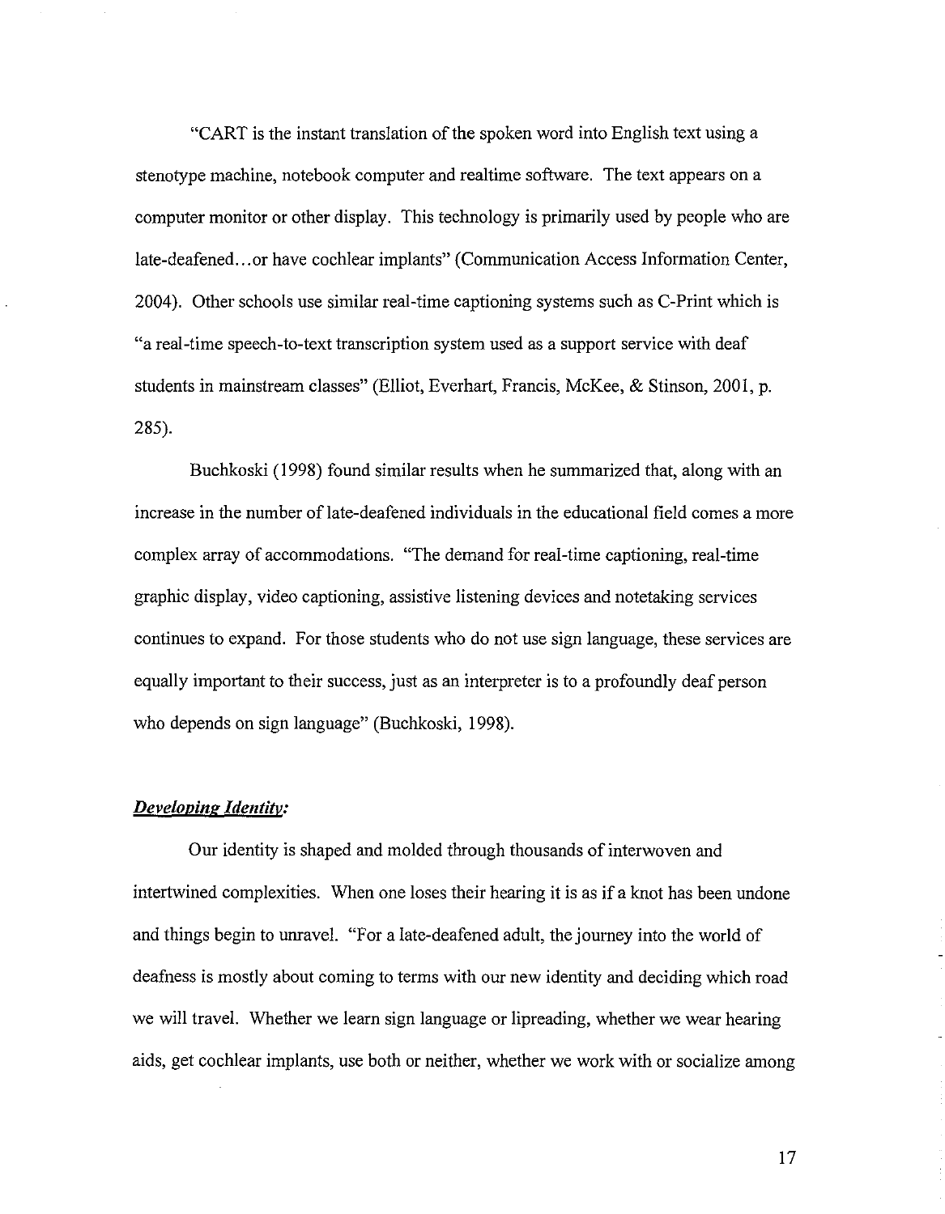"CART is the instant translation of the spoken word into English text using a stenotype machine, notebook computer and realtime software. The text appears on a computer monitor or other display. This technology is primarily used by people who are late-deafened…or have cochlear implants" (Communication Access Information Center, 2004). Other schools use similar real-time captioning systems such as C-Print which is "a real-time speech-to-text transcription system used as a support service with deaf students in mainstream classes" (Elliot, Everhart, Francis, McKee, & Stinson, 2001, p. 285).

Buchkoski (1998) found similar results when he summarized that, along with an increase in the number of late-deafened individuals in the educational field comes a more complex array of accommodations. "The demand for real-time captioning, real-time graphic display, video captioning, assistive listening devices and notetaking services continues to expand. For those students who do not use sign language, these services are equally important to their success, just as an interpreter is to a profoundly deaf person who depends on sign language" (Buchkoski, 1998).

### ***Developing Identity:***

Our identity is shaped and molded through thousands of interwoven and intertwined complexities. When one loses their hearing it is as if a knot has been undone and things begin to unravel. "For a late-deafened adult, the journey into the world of deafness is mostly about coming to terms with our new identity and deciding which road we will travel. Whether we learn sign language or lipreading, whether we wear hearing aids, get cochlear implants, use both or neither, whether we work with or socialize among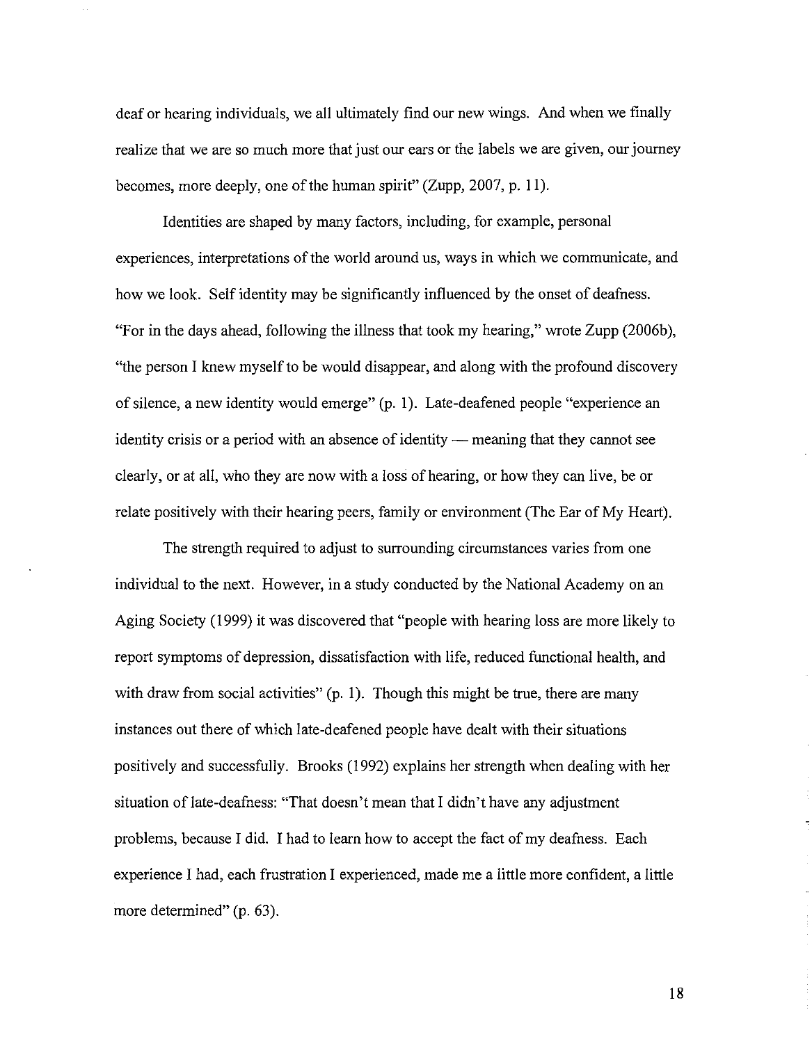deaf or hearing individuals, we all ultimately find our new wings. And when we finally realize that we are so much more that just our ears or the labels we are given, our journey becomes, more deeply, one of the human spirit" (Zupp, 2007, p. 11).

Identities are shaped by many factors, including, for example, personal experiences, interpretations of the world around us, ways in which we communicate, and how we look. Self identity may be significantly influenced by the onset of deafness. "For in the days ahead, following the illness that took my hearing," wrote Zupp (2006b), "the person I knew myself to be would disappear, and along with the profound discovery of silence, a new identity would emerge" (p. 1). Late-deafened people "experience an identity crisis or a period with an absence of identity — meaning that they cannot see clearly, or at all, who they are now with a loss of hearing, or how they can live, be or relate positively with their hearing peers, family or environment (The Ear of My Heart).

The strength required to adjust to surrounding circumstances varies from one individual to the next. However, in a study conducted by the National Academy on an Aging Society (1999) it was discovered that "people with hearing loss are more likely to report symptoms of depression, dissatisfaction with life, reduced functional health, and with draw from social activities" (p. 1). Though this might be true, there are many instances out there of which late-deafened people have dealt with their situations positively and successfully. Brooks (1992) explains her strength when dealing with her situation of late-deafness: "That doesn't mean that I didn't have any adjustment problems, because I did. I had to learn how to accept the fact of my deafness. Each experience I had, each frustration I experienced, made me a little more confident, a little more determined" (p. 63).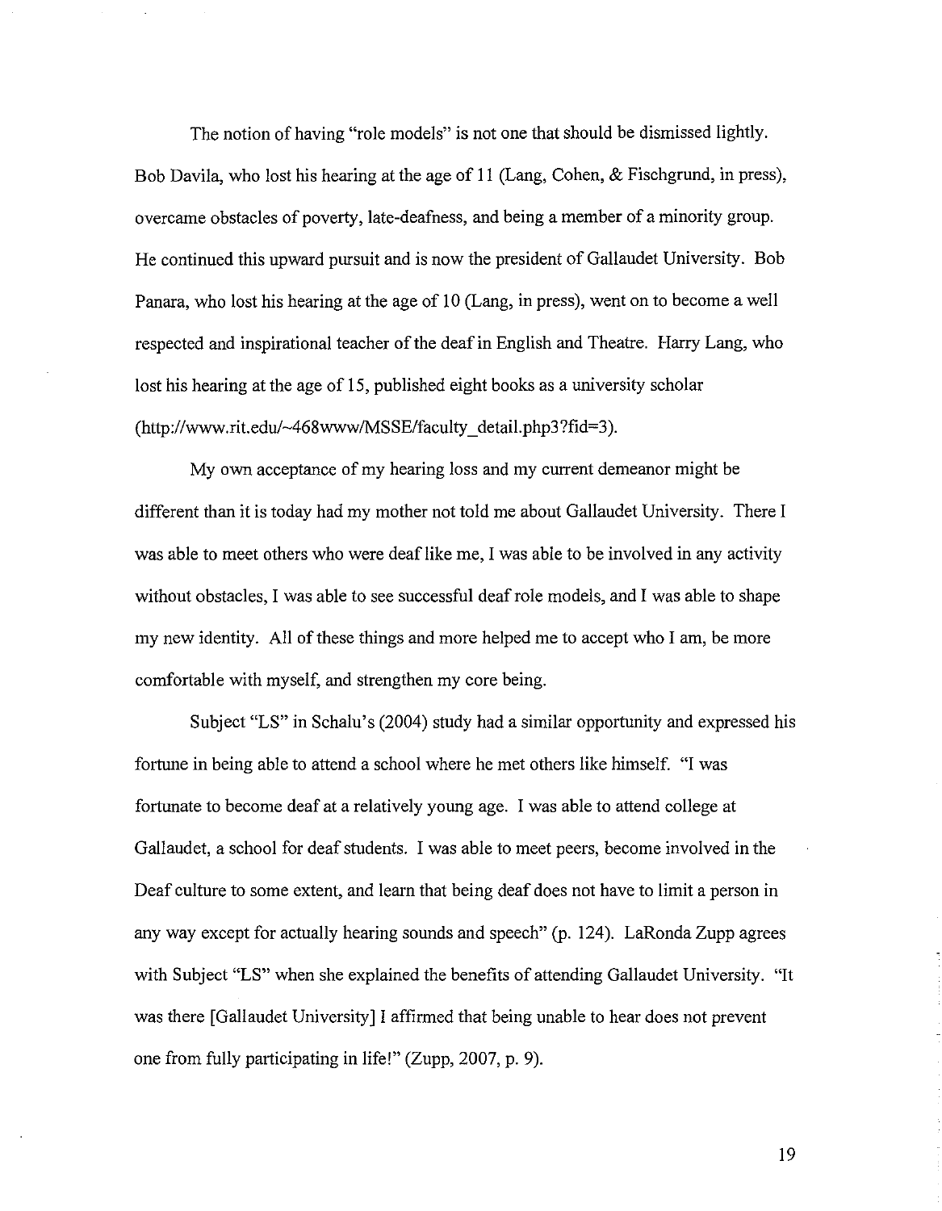The notion of having "role models" is not one that should be dismissed lightly. Bob Davila, who lost his hearing at the age of 11 (Lang, Cohen, & Fischgrund, in press), overcame obstacles of poverty, late-deafness, and being a member of a minority group. He continued this upward pursuit and is now the president of Gallaudet University. Bob Panara, who lost his hearing at the age of 10 (Lang, in press), went on to become a well respected and inspirational teacher of the deaf in English and Theatre. Harry Lang, who lost his hearing at the age of 15, published eight books as a university scholar (http://www.rit.edu/~468www/MSSE/faculty_detail.php3?fid=3).

My own acceptance of my hearing loss and my current demeanor might be different than it is today had my mother not told me about Gallaudet University. There I was able to meet others who were deaf like me, I was able to be involved in any activity without obstacles, I was able to see successful deaf role models, and I was able to shape my new identity. All of these things and more helped me to accept who I am, be more comfortable with myself, and strengthen my core being.

Subject "LS" in Schalu's (2004) study had a similar opportunity and expressed his fortune in being able to attend a school where he met others like himself. "I was fortunate to become deaf at a relatively young age. I was able to attend college at Gallaudet, a school for deaf students. I was able to meet peers, become involved in the Deaf culture to some extent, and learn that being deaf does not have to limit a person in any way except for actually hearing sounds and speech" (p. 124). LaRonda Zupp agrees with Subject "LS" when she explained the benefits of attending Gallaudet University. "It was there [Gallaudet University] I affirmed that being unable to hear does not prevent one from fully participating in life!" (Zupp, 2007, p. 9).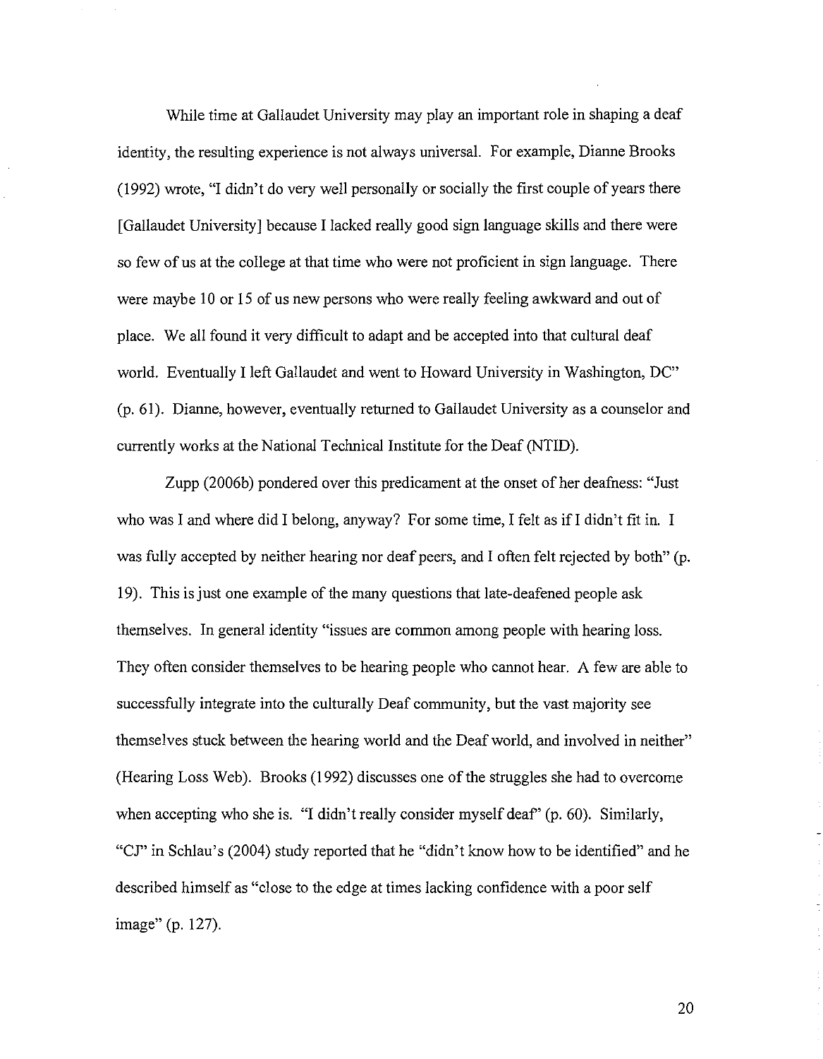While time at Gallaudet University may play an important role in shaping a deaf identity, the resulting experience is not always universal. For example, Dianne Brooks (1992) wrote, "I didn't do very well personally or socially the first couple of years there [Gallaudet University] because I lacked really good sign language skills and there were so few of us at the college at that time who were not proficient in sign language. There were maybe 10 or 15 of us new persons who were really feeling awkward and out of place. We all found it very difficult to adapt and be accepted into that cultural deaf world. Eventually I left Gallaudet and went to Howard University in Washington, DC" (p. 61). Dianne, however, eventually returned to Gallaudet University as a counselor and currently works at the National Technical Institute for the Deaf (NTID).

Zupp (2006b) pondered over this predicament at the onset of her deafness: "Just who was I and where did I belong, anyway? For some time, I felt as if I didn't fit in. I was fully accepted by neither hearing nor deaf peers, and I often felt rejected by both" (p. 19). This is just one example of the many questions that late-deafened people ask themselves. In general identity "issues are common among people with hearing loss. They often consider themselves to be hearing people who cannot hear. A few are able to successfully integrate into the culturally Deaf community, but the vast majority see themselves stuck between the hearing world and the Deaf world, and involved in neither" (Hearing Loss Web). Brooks (1992) discusses one of the struggles she had to overcome when accepting who she is. "I didn't really consider myself deaf" (p. 60). Similarly, "CJ" in Schlau's (2004) study reported that he "didn't know how to be identified" and he described himself as "close to the edge at times lacking confidence with a poor self image" (p. 127).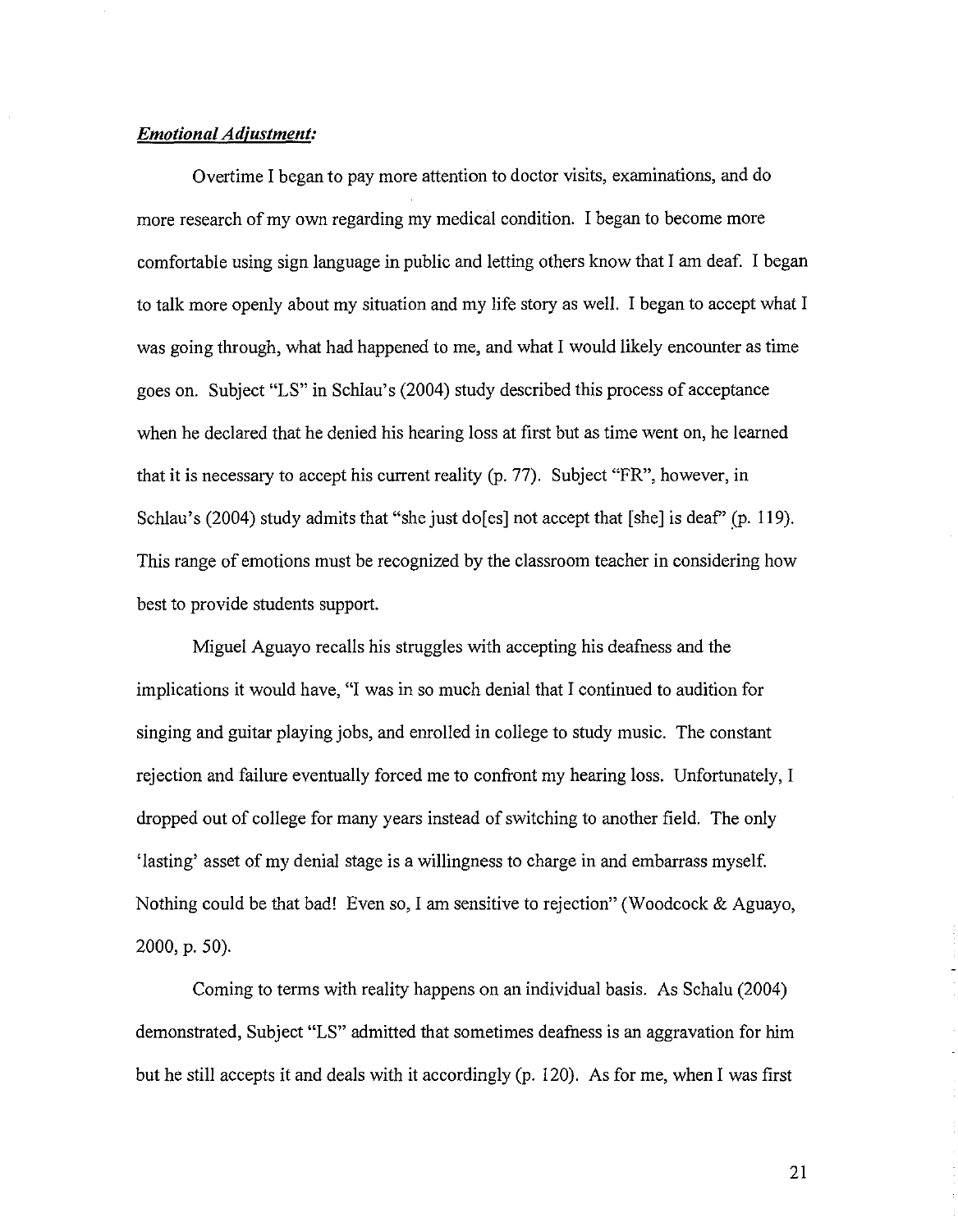***Emotional Adjustment:***

Overtime I began to pay more attention to doctor visits, examinations, and do more research of my own regarding my medical condition. I began to become more comfortable using sign language in public and letting others know that I am deaf. I began to talk more openly about my situation and my life story as well. I began to accept what I was going through, what had happened to me, and what I would likely encounter as time goes on. Subject "LS" in Schlau's (2004) study described this process of acceptance when he declared that he denied his hearing loss at first but as time went on, he learned that it is necessary to accept his current reality (p. 77). Subject "FR", however, in Schlau's (2004) study admits that "she just do[es] not accept that [she] is deaf" (p. 119). This range of emotions must be recognized by the classroom teacher in considering how best to provide students support.

Miguel Aguayo recalls his struggles with accepting his deafness and the implications it would have, "I was in so much denial that I continued to audition for singing and guitar playing jobs, and enrolled in college to study music. The constant rejection and failure eventually forced me to confront my hearing loss. Unfortunately, I dropped out of college for many years instead of switching to another field. The only 'lasting' asset of my denial stage is a willingness to charge in and embarrass myself. Nothing could be that bad! Even so, I am sensitive to rejection" (Woodcock & Aguayo, 2000, p. 50).

Coming to terms with reality happens on an individual basis. As Schalu (2004) demonstrated, Subject "LS" admitted that sometimes deafness is an aggravation for him but he still accepts it and deals with it accordingly (p. 120). As for me, when I was first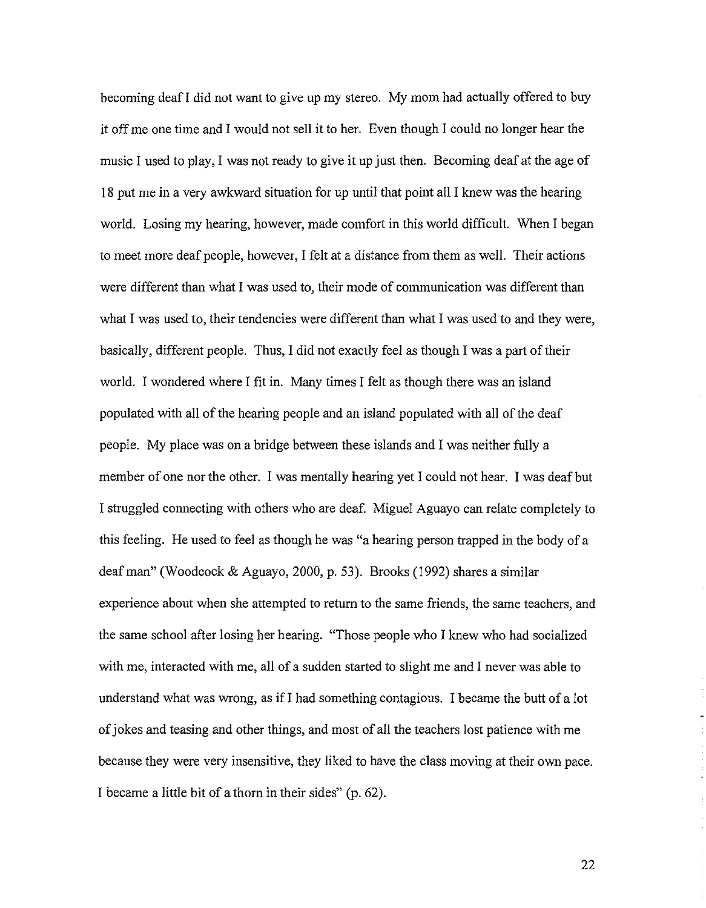becoming deaf I did not want to give up my stereo. My mom had actually offered to buy it off me one time and I would not sell it to her. Even though I could no longer hear the music I used to play, I was not ready to give it up just then. Becoming deaf at the age of 18 put me in a very awkward situation for up until that point all I knew was the hearing world. Losing my hearing, however, made comfort in this world difficult. When I began to meet more deaf people, however, I felt at a distance from them as well. Their actions were different than what I was used to, their mode of communication was different than what I was used to, their tendencies were different than what I was used to and they were, basically, different people. Thus, I did not exactly feel as though I was a part of their world. I wondered where I fit in. Many times I felt as though there was an island populated with all of the hearing people and an island populated with all of the deaf people. My place was on a bridge between these islands and I was neither fully a member of one nor the other. I was mentally hearing yet I could not hear. I was deaf but I struggled connecting with others who are deaf. Miguel Aguayo can relate completely to this feeling. He used to feel as though he was "a hearing person trapped in the body of a deaf man" (Woodcock & Aguayo, 2000, p. 53). Brooks (1992) shares a similar experience about when she attempted to return to the same friends, the same teachers, and the same school after losing her hearing. "Those people who I knew who had socialized with me, interacted with me, all of a sudden started to slight me and I never was able to understand what was wrong, as if I had something contagious. I became the butt of a lot of jokes and teasing and other things, and most of all the teachers lost patience with me because they were very insensitive, they liked to have the class moving at their own pace. I became a little bit of a thorn in their sides" (p. 62).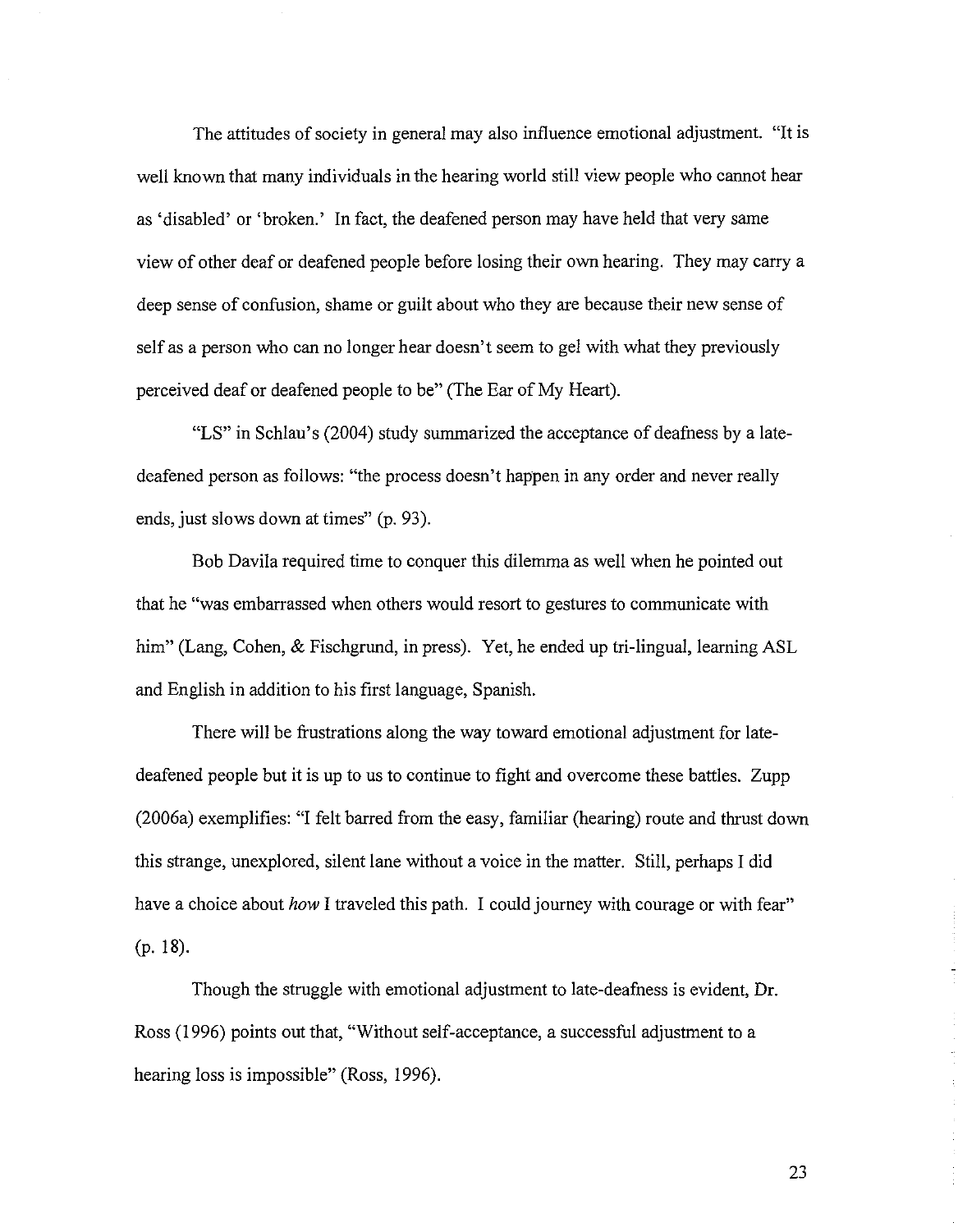The attitudes of society in general may also influence emotional adjustment. "It is well known that many individuals in the hearing world still view people who cannot hear as 'disabled' or 'broken.' In fact, the deafened person may have held that very same view of other deaf or deafened people before losing their own hearing. They may carry a deep sense of confusion, shame or guilt about who they are because their new sense of self as a person who can no longer hear doesn't seem to gel with what they previously perceived deaf or deafened people to be" (The Ear of My Heart).

"LS" in Schlau's (2004) study summarized the acceptance of deafness by a late-deafened person as follows: "the process doesn't happen in any order and never really ends, just slows down at times" (p. 93).

Bob Davila required time to conquer this dilemma as well when he pointed out that he "was embarrassed when others would resort to gestures to communicate with him" (Lang, Cohen, & Fischgrund, in press). Yet, he ended up tri-lingual, learning ASL and English in addition to his first language, Spanish.

There will be frustrations along the way toward emotional adjustment for late-deafened people but it is up to us to continue to fight and overcome these battles. Zupp (2006a) exemplifies: "I felt barred from the easy, familiar (hearing) route and thrust down this strange, unexplored, silent lane without a voice in the matter. Still, perhaps I did have a choice about *how* I traveled this path. I could journey with courage or with fear" (p. 18).

Though the struggle with emotional adjustment to late-deafness is evident, Dr. Ross (1996) points out that, "Without self-acceptance, a successful adjustment to a hearing loss is impossible" (Ross, 1996).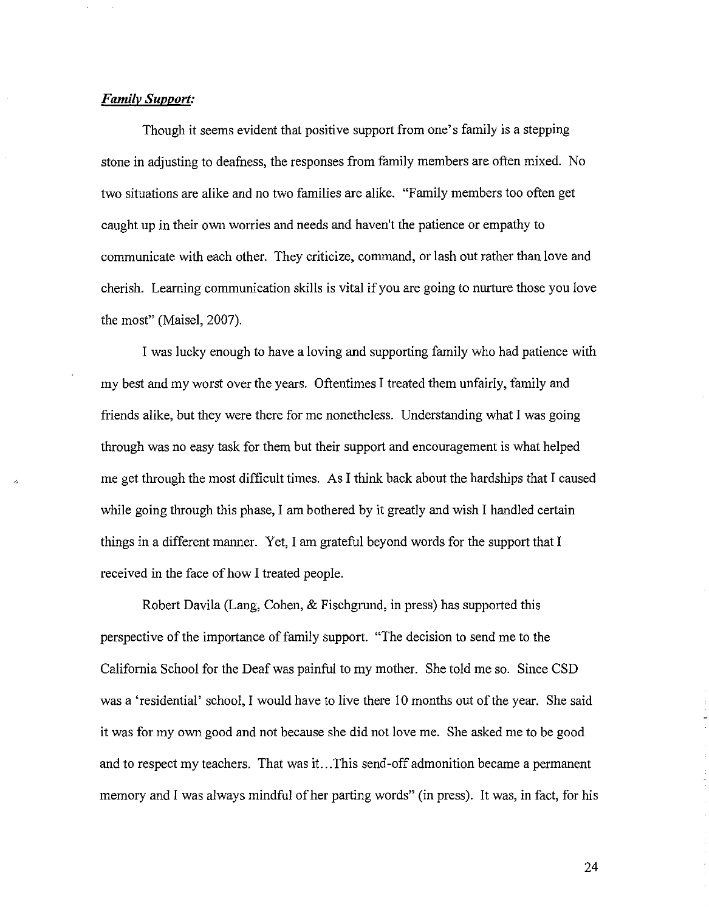***Family Support:***

Though it seems evident that positive support from one's family is a stepping stone in adjusting to deafness, the responses from family members are often mixed. No two situations are alike and no two families are alike. "Family members too often get caught up in their own worries and needs and haven't the patience or empathy to communicate with each other. They criticize, command, or lash out rather than love and cherish. Learning communication skills is vital if you are going to nurture those you love the most" (Maisel, 2007).

I was lucky enough to have a loving and supporting family who had patience with my best and my worst over the years. Oftentimes I treated them unfairly, family and friends alike, but they were there for me nonetheless. Understanding what I was going through was no easy task for them but their support and encouragement is what helped me get through the most difficult times. As I think back about the hardships that I caused while going through this phase, I am bothered by it greatly and wish I handled certain things in a different manner. Yet, I am grateful beyond words for the support that I received in the face of how I treated people.

Robert Davila (Lang, Cohen, & Fischgrund, in press) has supported this perspective of the importance of family support. "The decision to send me to the California School for the Deaf was painful to my mother. She told me so. Since CSD was a 'residential' school, I would have to live there 10 months out of the year. She said it was for my own good and not because she did not love me. She asked me to be good and to respect my teachers. That was it...This send-off admonition became a permanent memory and I was always mindful of her parting words" (in press). It was, in fact, for his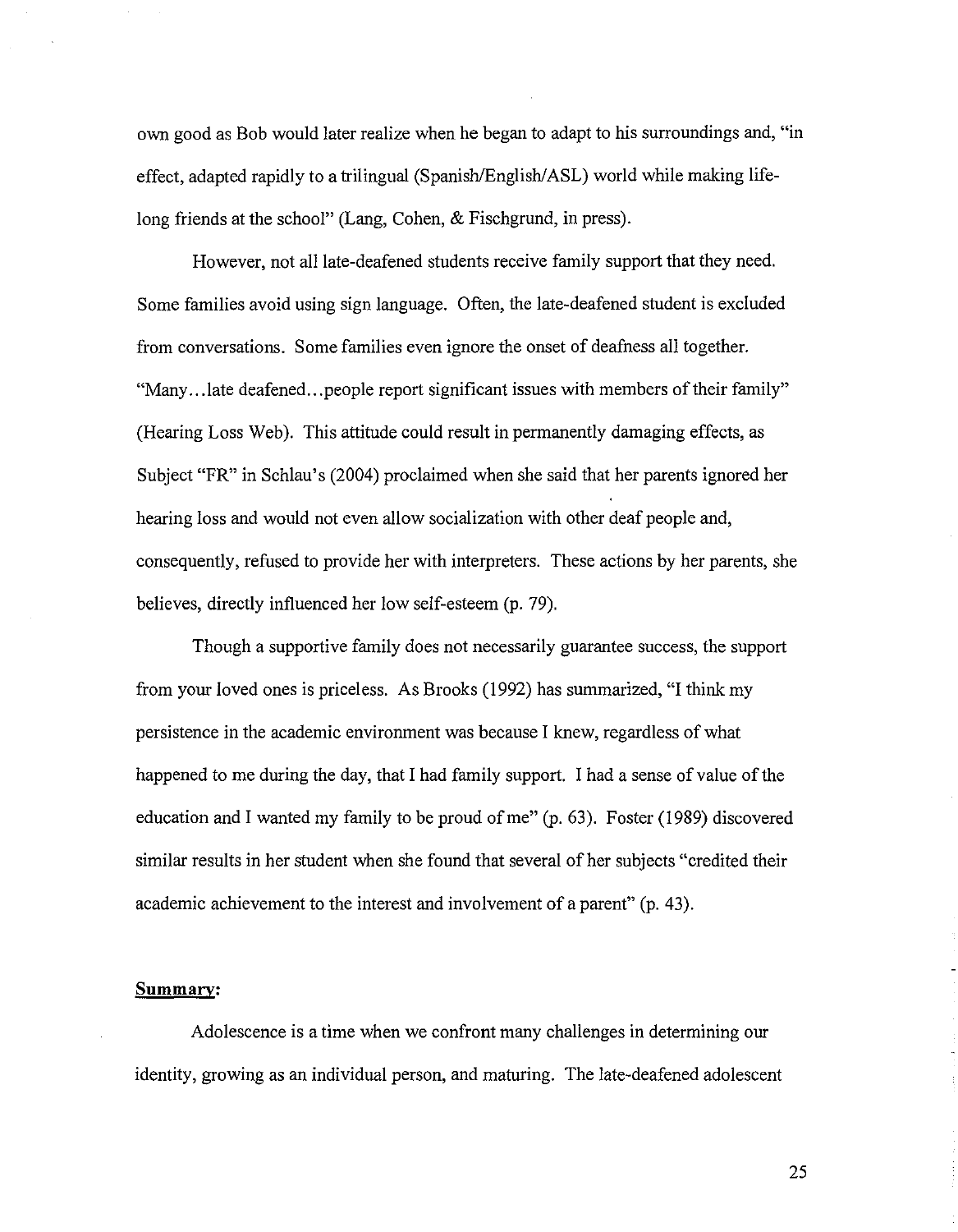own good as Bob would later realize when he began to adapt to his surroundings and, "in effect, adapted rapidly to a trilingual (Spanish/English/ASL) world while making life-long friends at the school" (Lang, Cohen, & Fischgrund, in press).

However, not all late-deafened students receive family support that they need. Some families avoid using sign language. Often, the late-deafened student is excluded from conversations. Some families even ignore the onset of deafness all together. "Many…late deafened…people report significant issues with members of their family" (Hearing Loss Web). This attitude could result in permanently damaging effects, as Subject "FR" in Schlau's (2004) proclaimed when she said that her parents ignored her hearing loss and would not even allow socialization with other deaf people and, consequently, refused to provide her with interpreters. These actions by her parents, she believes, directly influenced her low self-esteem (p. 79).

Though a supportive family does not necessarily guarantee success, the support from your loved ones is priceless. As Brooks (1992) has summarized, "I think my persistence in the academic environment was because I knew, regardless of what happened to me during the day, that I had family support. I had a sense of value of the education and I wanted my family to be proud of me" (p. 63). Foster (1989) discovered similar results in her student when she found that several of her subjects "credited their academic achievement to the interest and involvement of a parent" (p. 43).

**Summary:**

Adolescence is a time when we confront many challenges in determining our identity, growing as an individual person, and maturing. The late-deafened adolescent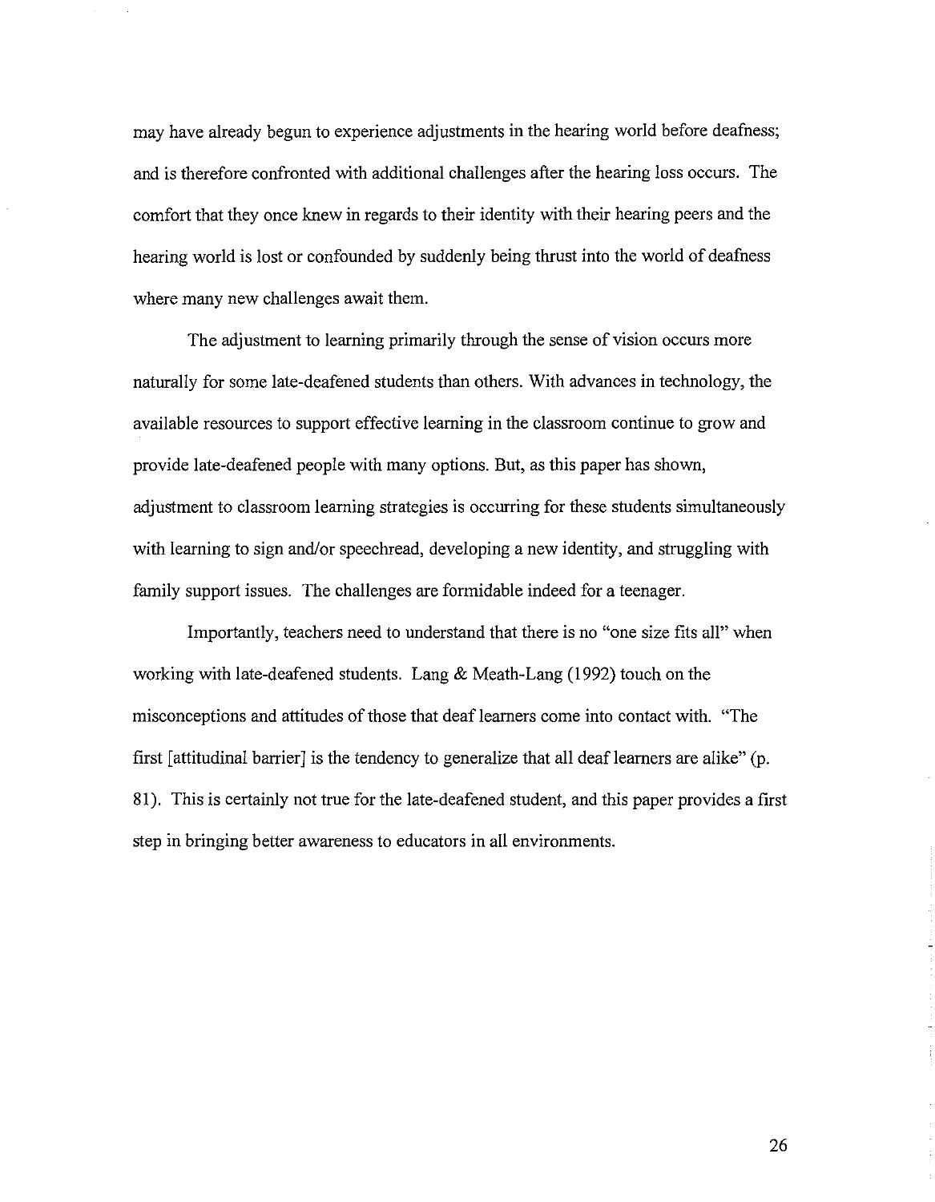may have already begun to experience adjustments in the hearing world before deafness; and is therefore confronted with additional challenges after the hearing loss occurs. The comfort that they once knew in regards to their identity with their hearing peers and the hearing world is lost or confounded by suddenly being thrust into the world of deafness where many new challenges await them.

The adjustment to learning primarily through the sense of vision occurs more naturally for some late-deafened students than others. With advances in technology, the available resources to support effective learning in the classroom continue to grow and provide late-deafened people with many options. But, as this paper has shown, adjustment to classroom learning strategies is occurring for these students simultaneously with learning to sign and/or speechread, developing a new identity, and struggling with family support issues. The challenges are formidable indeed for a teenager.

Importantly, teachers need to understand that there is no "one size fits all" when working with late-deafened students. Lang & Meath-Lang (1992) touch on the misconceptions and attitudes of those that deaf learners come into contact with. "The first [attitudinal barrier] is the tendency to generalize that all deaf learners are alike" (p. 81). This is certainly not true for the late-deafened student, and this paper provides a first step in bringing better awareness to educators in all environments.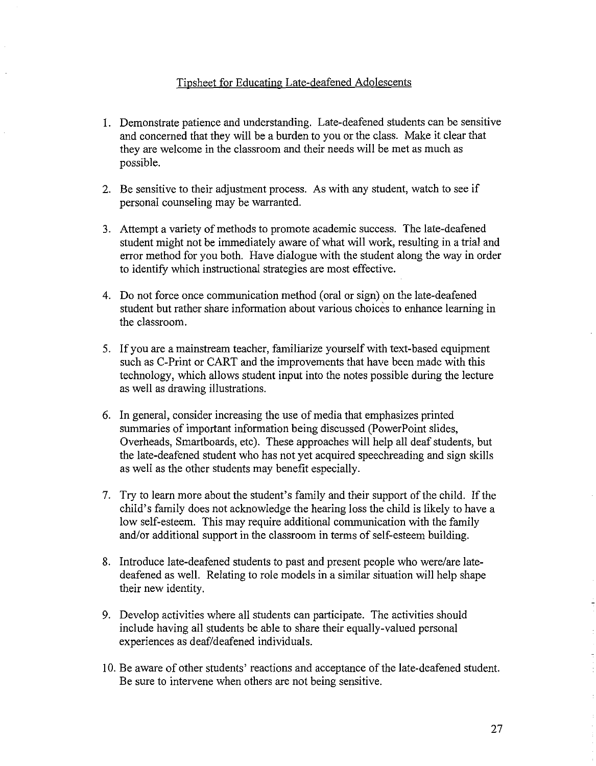## Tipsheet for Educating Late-deafened Adolescents

1. Demonstrate patience and understanding. Late-deafened students can be sensitive and concerned that they will be a burden to you or the class. Make it clear that they are welcome in the classroom and their needs will be met as much as possible.

2. Be sensitive to their adjustment process. As with any student, watch to see if personal counseling may be warranted.

3. Attempt a variety of methods to promote academic success. The late-deafened student might not be immediately aware of what will work, resulting in a trial and error method for you both. Have dialogue with the student along the way in order to identify which instructional strategies are most effective.

4. Do not force once communication method (oral or sign) on the late-deafened student but rather share information about various choices to enhance learning in the classroom.

5. If you are a mainstream teacher, familiarize yourself with text-based equipment such as C-Print or CART and the improvements that have been made with this technology, which allows student input into the notes possible during the lecture as well as drawing illustrations.

6. In general, consider increasing the use of media that emphasizes printed summaries of important information being discussed (PowerPoint slides, Overheads, Smartboards, etc). These approaches will help all deaf students, but the late-deafened student who has not yet acquired speechreading and sign skills as well as the other students may benefit especially.

7. Try to learn more about the student's family and their support of the child. If the child's family does not acknowledge the hearing loss the child is likely to have a low self-esteem. This may require additional communication with the family and/or additional support in the classroom in terms of self-esteem building.

8. Introduce late-deafened students to past and present people who were/are late-deafened as well. Relating to role models in a similar situation will help shape their new identity.

9. Develop activities where all students can participate. The activities should include having all students be able to share their equally-valued personal experiences as deaf/deafened individuals.

10. Be aware of other students' reactions and acceptance of the late-deafened student. Be sure to intervene when others are not being sensitive.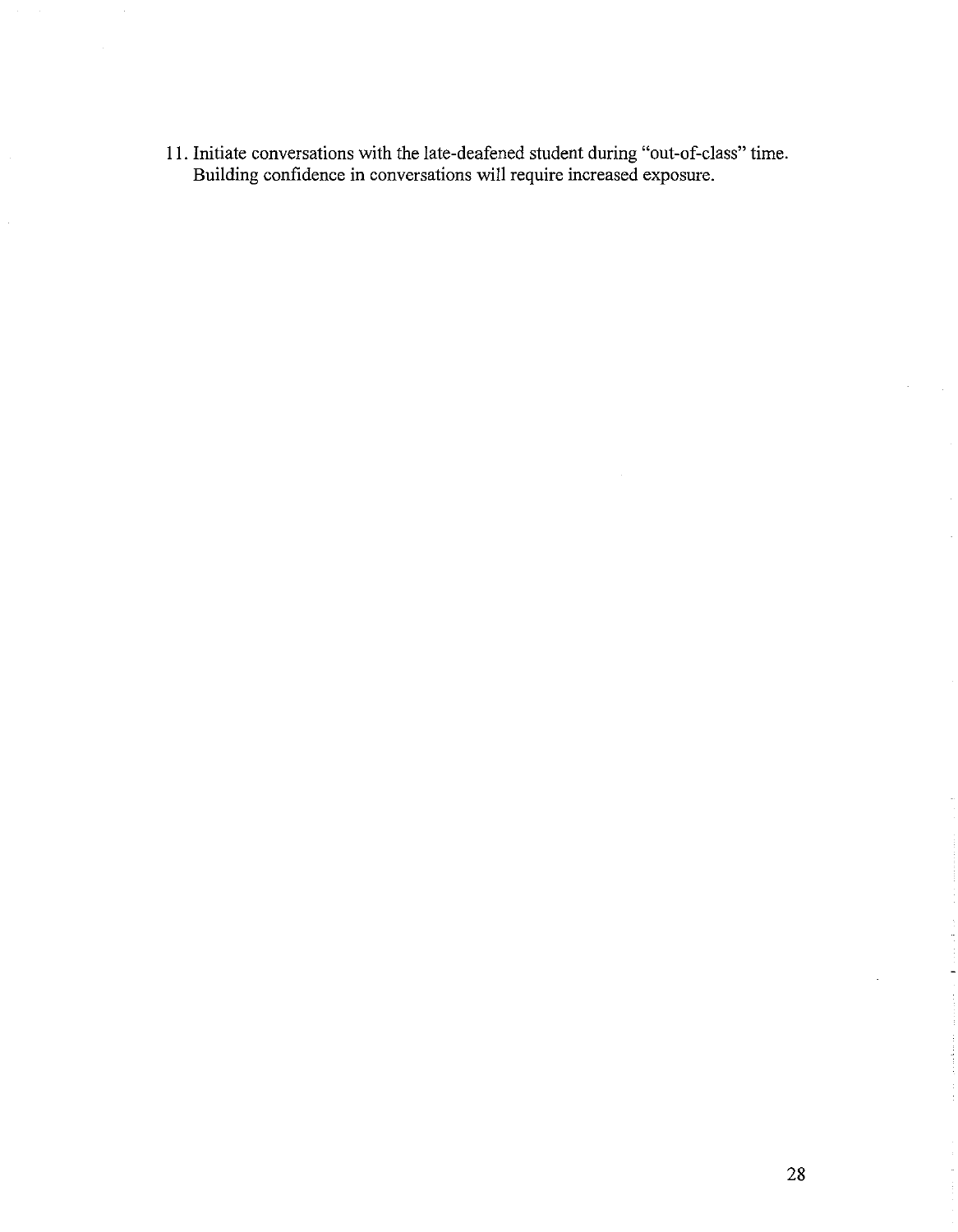11. Initiate conversations with the late-deafened student during "out-of-class" time. Building confidence in conversations will require increased exposure.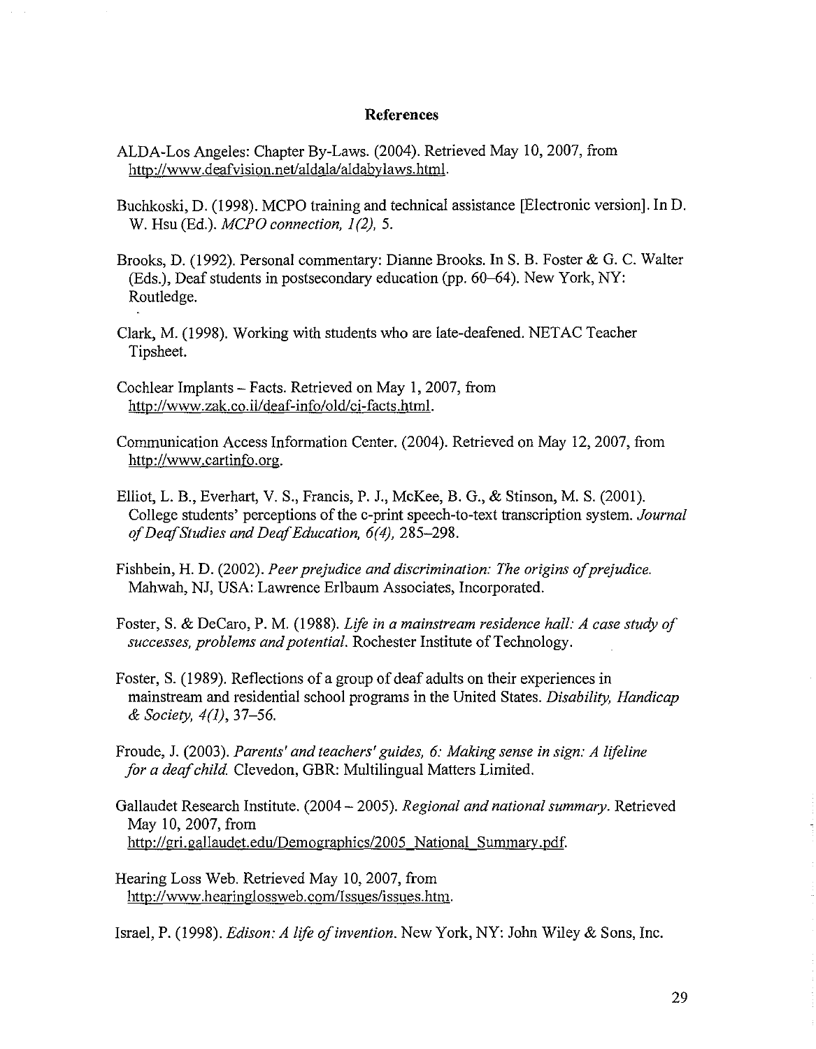## References

ALDA-Los Angeles: Chapter By-Laws. (2004). Retrieved May 10, 2007, from http://www.deafvision.net/aldala/aldabylaws.html.

Buchkoski, D. (1998). MCPO training and technical assistance [Electronic version]. In D. W. Hsu (Ed.). *MCPO connection, 1(2),* 5.

Brooks, D. (1992). Personal commentary: Dianne Brooks. In S. B. Foster & G. C. Walter (Eds.), Deaf students in postsecondary education (pp. 60–64). New York, NY: Routledge.

Clark, M. (1998). Working with students who are late-deafened. NETAC Teacher Tipsheet.

Cochlear Implants – Facts. Retrieved on May 1, 2007, from http://www.zak.co.il/deaf-info/old/ci-facts.html.

Communication Access Information Center. (2004). Retrieved on May 12, 2007, from http://www.cartinfo.org.

Elliot, L. B., Everhart, V. S., Francis, P. J., McKee, B. G., & Stinson, M. S. (2001). College students' perceptions of the c-print speech-to-text transcription system. *Journal of Deaf Studies and Deaf Education, 6(4),* 285–298.

Fishbein, H. D. (2002). *Peer prejudice and discrimination: The origins of prejudice.* Mahwah, NJ, USA: Lawrence Erlbaum Associates, Incorporated.

Foster, S. & DeCaro, P. M. (1988). *Life in a mainstream residence hall: A case study of successes, problems and potential.* Rochester Institute of Technology.

Foster, S. (1989). Reflections of a group of deaf adults on their experiences in mainstream and residential school programs in the United States. *Disability, Handicap & Society, 4(1),* 37–56.

Froude, J. (2003). *Parents' and teachers' guides, 6: Making sense in sign: A lifeline for a deaf child.* Clevedon, GBR: Multilingual Matters Limited.

Gallaudet Research Institute. (2004 – 2005). *Regional and national summary.* Retrieved May 10, 2007, from http://gri.gallaudet.edu/Demographics/2005_National_Summary.pdf.

Hearing Loss Web. Retrieved May 10, 2007, from http://www.hearinglossweb.com/Issues/issues.htm.

Israel, P. (1998). *Edison: A life of invention.* New York, NY: John Wiley & Sons, Inc.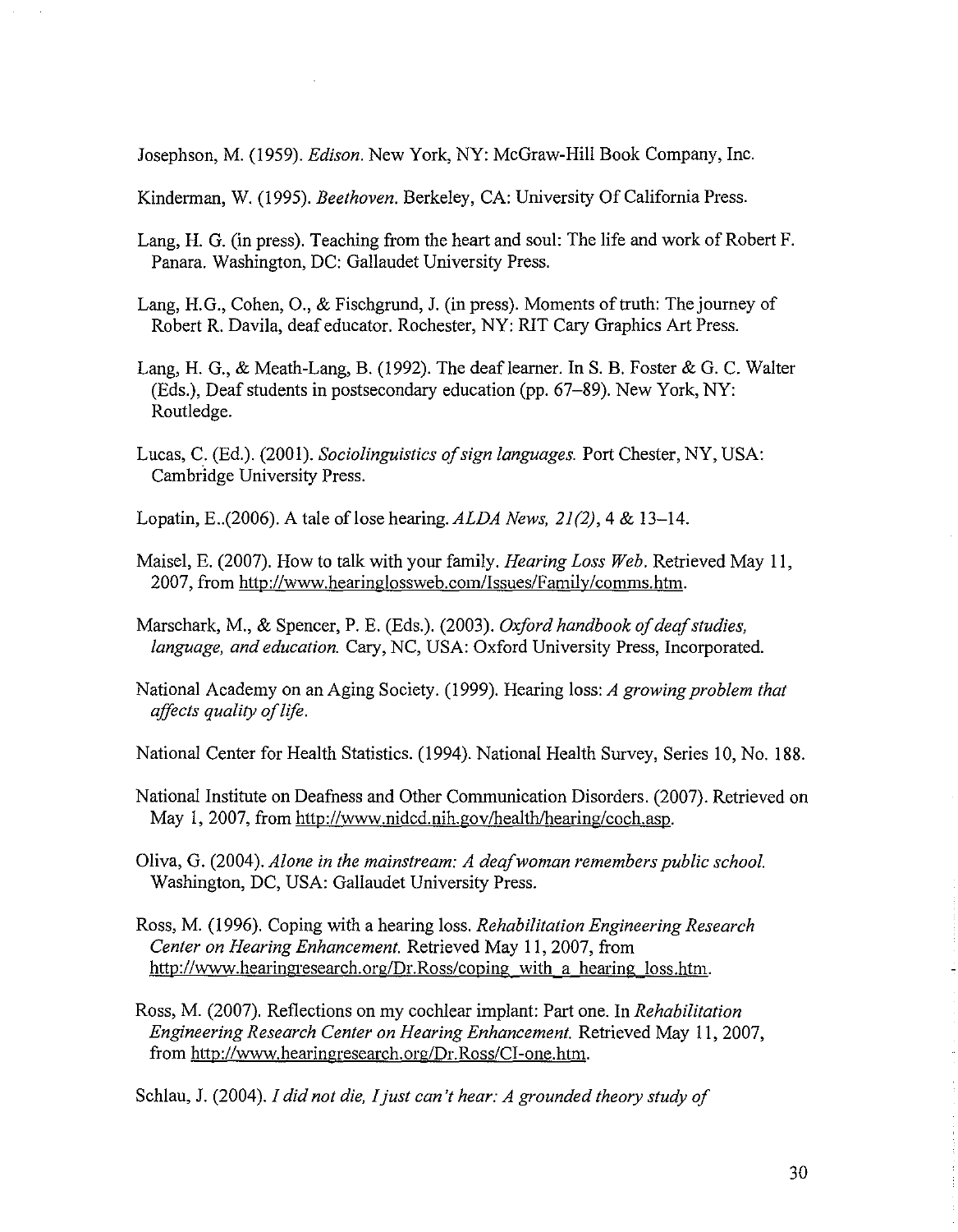Josephson, M. (1959). *Edison.* New York, NY: McGraw-Hill Book Company, Inc.

Kinderman, W. (1995). *Beethoven.* Berkeley, CA: University Of California Press.

Lang, H. G. (in press). Teaching from the heart and soul: The life and work of Robert F. Panara. Washington, DC: Gallaudet University Press.

Lang, H.G., Cohen, O., & Fischgrund, J. (in press). Moments of truth: The journey of Robert R. Davila, deaf educator. Rochester, NY: RIT Cary Graphics Art Press.

Lang, H. G., & Meath-Lang, B. (1992). The deaf learner. In S. B. Foster & G. C. Walter (Eds.), Deaf students in postsecondary education (pp. 67–89). New York, NY: Routledge.

Lucas, C. (Ed.). (2001). *Sociolinguistics of sign languages.* Port Chester, NY, USA: Cambridge University Press.

Lopatin, E..(2006). A tale of lose hearing. *ALDA News, 21(2)*, 4 & 13–14.

Maisel, E. (2007). How to talk with your family. *Hearing Loss Web.* Retrieved May 11, 2007, from http://www.hearinglossweb.com/Issues/Family/comms.htm.

Marschark, M., & Spencer, P. E. (Eds.). (2003). *Oxford handbook of deaf studies, language, and education.* Cary, NC, USA: Oxford University Press, Incorporated.

National Academy on an Aging Society. (1999). Hearing loss: *A growing problem that affects quality of life.*

National Center for Health Statistics. (1994). National Health Survey, Series 10, No. 188.

National Institute on Deafness and Other Communication Disorders. (2007). Retrieved on May 1, 2007, from http://www.nidcd.nih.gov/health/hearing/coch.asp.

Oliva, G. (2004). *Alone in the mainstream: A deaf woman remembers public school.* Washington, DC, USA: Gallaudet University Press.

Ross, M. (1996). Coping with a hearing loss. *Rehabilitation Engineering Research Center on Hearing Enhancement.* Retrieved May 11, 2007, from http://www.hearingresearch.org/Dr.Ross/coping_with_a_hearing_loss.htm.

Ross, M. (2007). Reflections on my cochlear implant: Part one. In *Rehabilitation Engineering Research Center on Hearing Enhancement.* Retrieved May 11, 2007, from http://www.hearingresearch.org/Dr.Ross/CI-one.htm.

Schlau, J. (2004). *I did not die, I just can't hear: A grounded theory study of*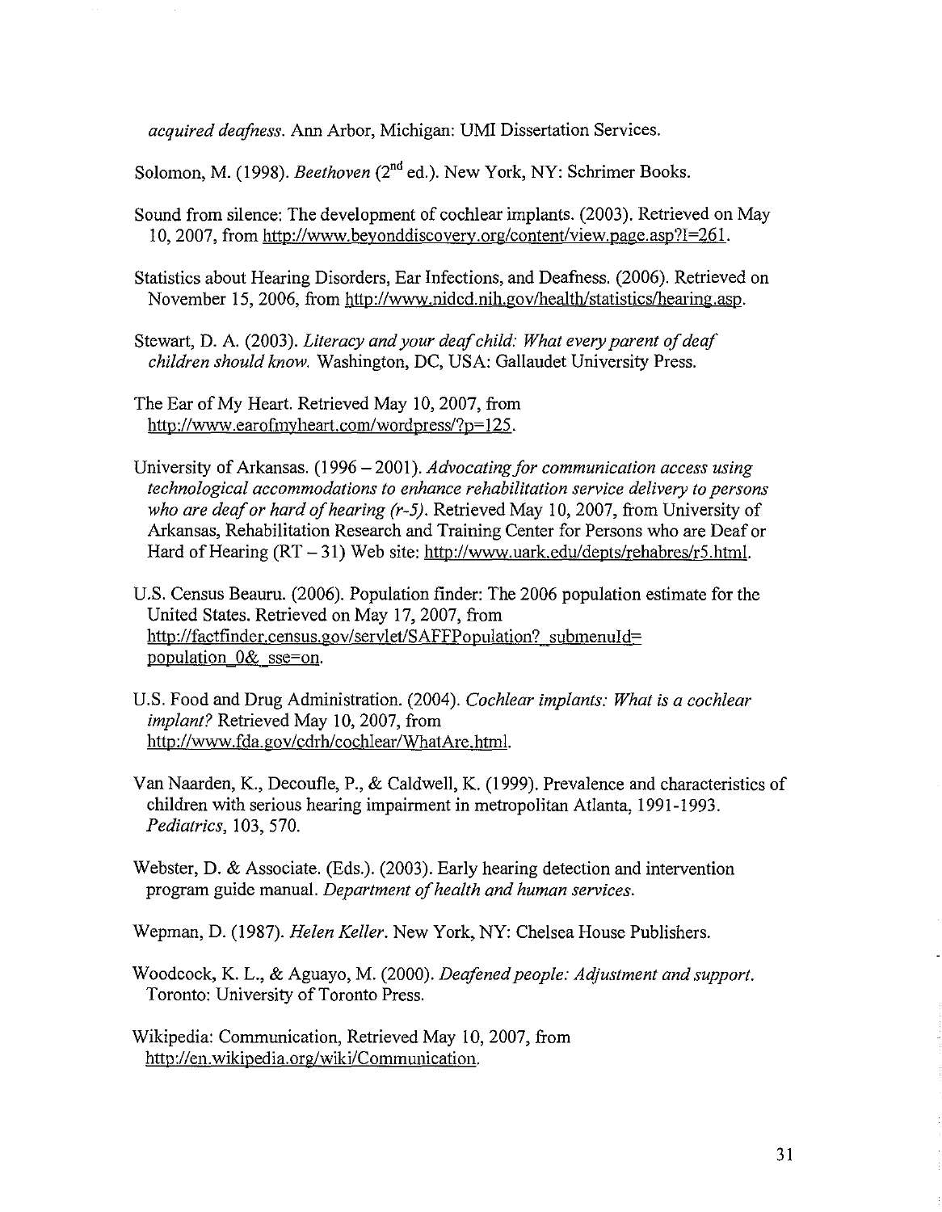*acquired deafness*. Ann Arbor, Michigan: UMI Dissertation Services.

Solomon, M. (1998). *Beethoven* (2nd ed.). New York, NY: Schrimer Books.

Sound from silence: The development of cochlear implants. (2003). Retrieved on May 10, 2007, from http://www.beyonddiscovery.org/content/view.page.asp?I=261.

Statistics about Hearing Disorders, Ear Infections, and Deafness. (2006). Retrieved on November 15, 2006, from http://www.nidcd.nih.gov/health/statistics/hearing.asp.

Stewart, D. A. (2003). *Literacy and your deaf child: What every parent of deaf children should know.* Washington, DC, USA: Gallaudet University Press.

The Ear of My Heart. Retrieved May 10, 2007, from http://www.earofmyheart.com/wordpress/?p=125.

University of Arkansas. (1996 – 2001). *Advocating for communication access using technological accommodations to enhance rehabilitation service delivery to persons who are deaf or hard of hearing (r-5).* Retrieved May 10, 2007, from University of Arkansas, Rehabilitation Research and Training Center for Persons who are Deaf or Hard of Hearing (RT – 31) Web site: http://www.uark.edu/depts/rehabres/r5.html.

U.S. Census Beauru. (2006). Population finder: The 2006 population estimate for the United States. Retrieved on May 17, 2007, from http://factfinder.census.gov/servlet/SAFFPopulation?_submenuId=population_0&_sse=on.

U.S. Food and Drug Administration. (2004). *Cochlear implants: What is a cochlear implant?* Retrieved May 10, 2007, from http://www.fda.gov/cdrh/cochlear/WhatAre.html.

Van Naarden, K., Decoufle, P., & Caldwell, K. (1999). Prevalence and characteristics of children with serious hearing impairment in metropolitan Atlanta, 1991-1993. *Pediatrics*, 103, 570.

Webster, D. & Associate. (Eds.). (2003). Early hearing detection and intervention program guide manual. *Department of health and human services*.

Wepman, D. (1987). *Helen Keller*. New York, NY: Chelsea House Publishers.

Woodcock, K. L., & Aguayo, M. (2000). *Deafened people: Adjustment and support*. Toronto: University of Toronto Press.

Wikipedia: Communication, Retrieved May 10, 2007, from http://en.wikipedia.org/wiki/Communication.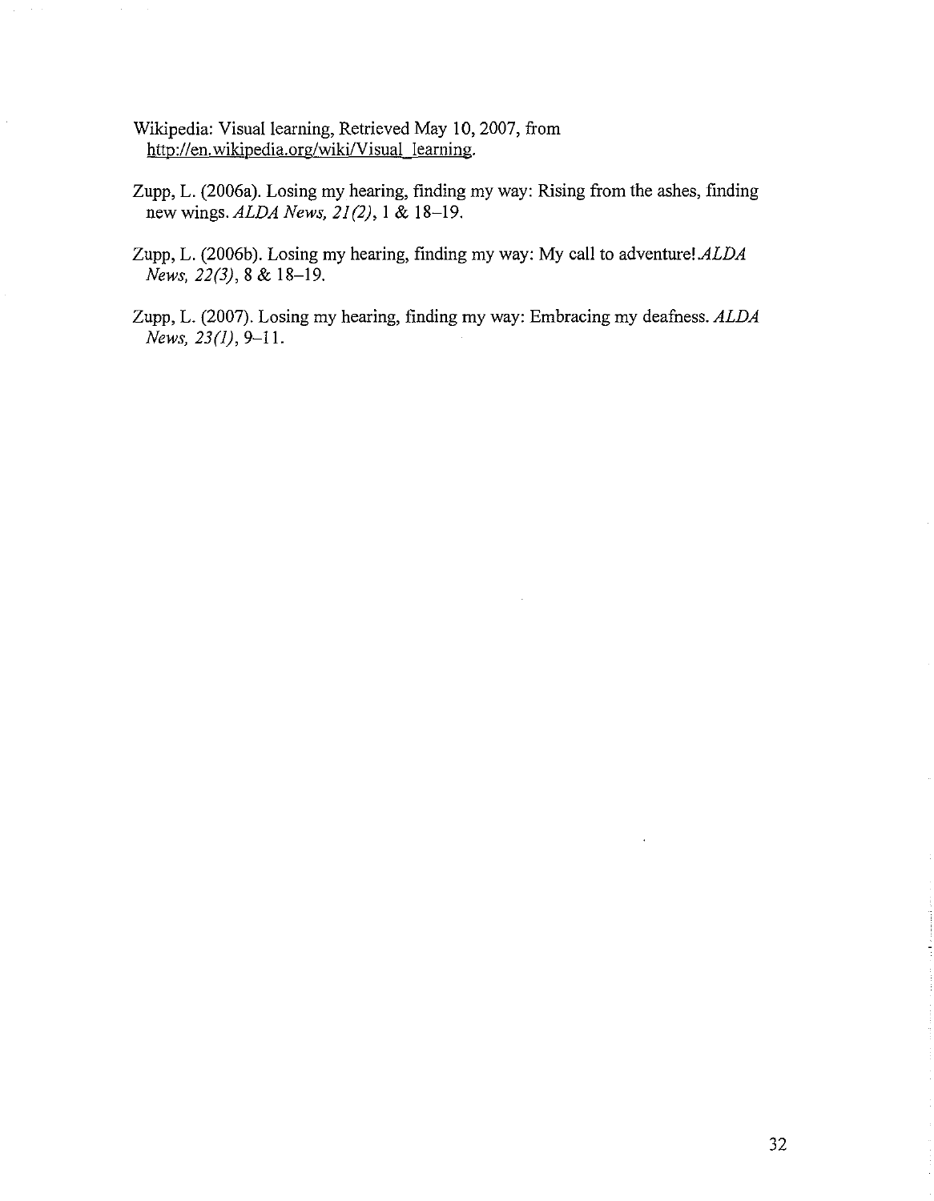Wikipedia: Visual learning, Retrieved May 10, 2007, from http://en.wikipedia.org/wiki/Visual_learning.

Zupp, L. (2006a). Losing my hearing, finding my way: Rising from the ashes, finding new wings. *ALDA News, 21(2)*, 1 & 18–19.

Zupp, L. (2006b). Losing my hearing, finding my way: My call to adventure! *ALDA News, 22(3)*, 8 & 18–19.

Zupp, L. (2007). Losing my hearing, finding my way: Embracing my deafness. *ALDA News, 23(1)*, 9–11.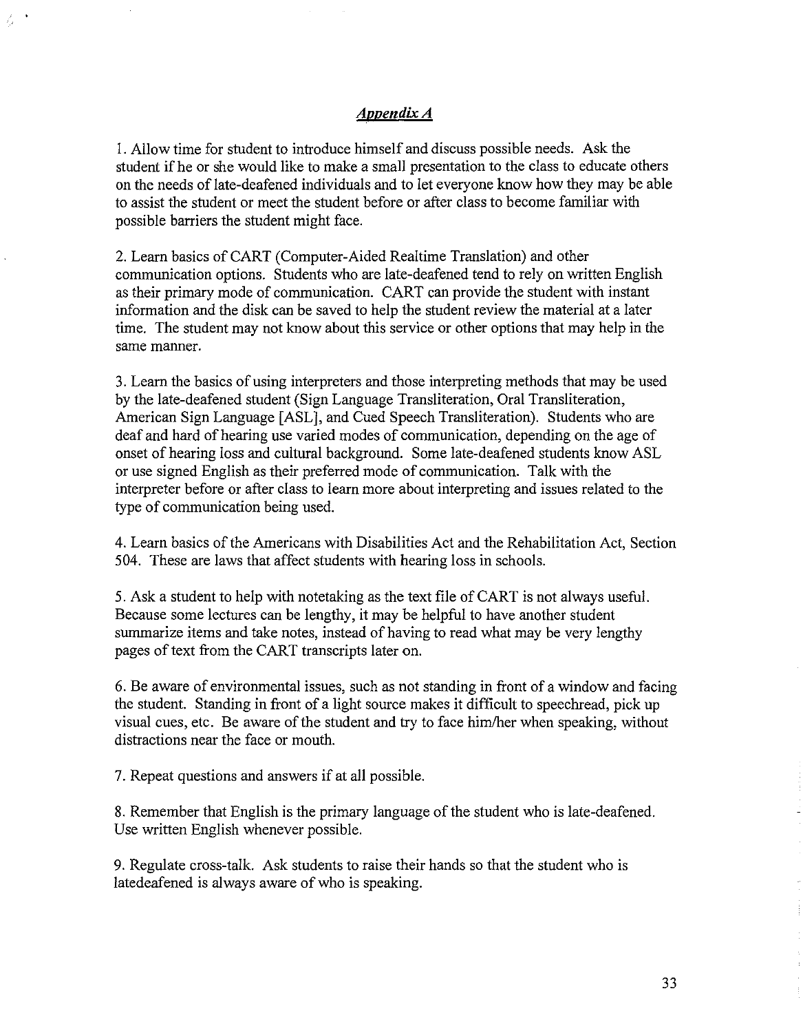## *Appendix A*

1. Allow time for student to introduce himself and discuss possible needs. Ask the student if he or she would like to make a small presentation to the class to educate others on the needs of late-deafened individuals and to let everyone know how they may be able to assist the student or meet the student before or after class to become familiar with possible barriers the student might face.

2. Learn basics of CART (Computer-Aided Realtime Translation) and other communication options. Students who are late-deafened tend to rely on written English as their primary mode of communication. CART can provide the student with instant information and the disk can be saved to help the student review the material at a later time. The student may not know about this service or other options that may help in the same manner.

3. Learn the basics of using interpreters and those interpreting methods that may be used by the late-deafened student (Sign Language Transliteration, Oral Transliteration, American Sign Language [ASL], and Cued Speech Transliteration). Students who are deaf and hard of hearing use varied modes of communication, depending on the age of onset of hearing loss and cultural background. Some late-deafened students know ASL or use signed English as their preferred mode of communication. Talk with the interpreter before or after class to learn more about interpreting and issues related to the type of communication being used.

4. Learn basics of the Americans with Disabilities Act and the Rehabilitation Act, Section 504. These are laws that affect students with hearing loss in schools.

5. Ask a student to help with notetaking as the text file of CART is not always useful. Because some lectures can be lengthy, it may be helpful to have another student summarize items and take notes, instead of having to read what may be very lengthy pages of text from the CART transcripts later on.

6. Be aware of environmental issues, such as not standing in front of a window and facing the student. Standing in front of a light source makes it difficult to speechread, pick up visual cues, etc. Be aware of the student and try to face him/her when speaking, without distractions near the face or mouth.

7. Repeat questions and answers if at all possible.

8. Remember that English is the primary language of the student who is late-deafened. Use written English whenever possible.

9. Regulate cross-talk. Ask students to raise their hands so that the student who is latedeafened is always aware of who is speaking.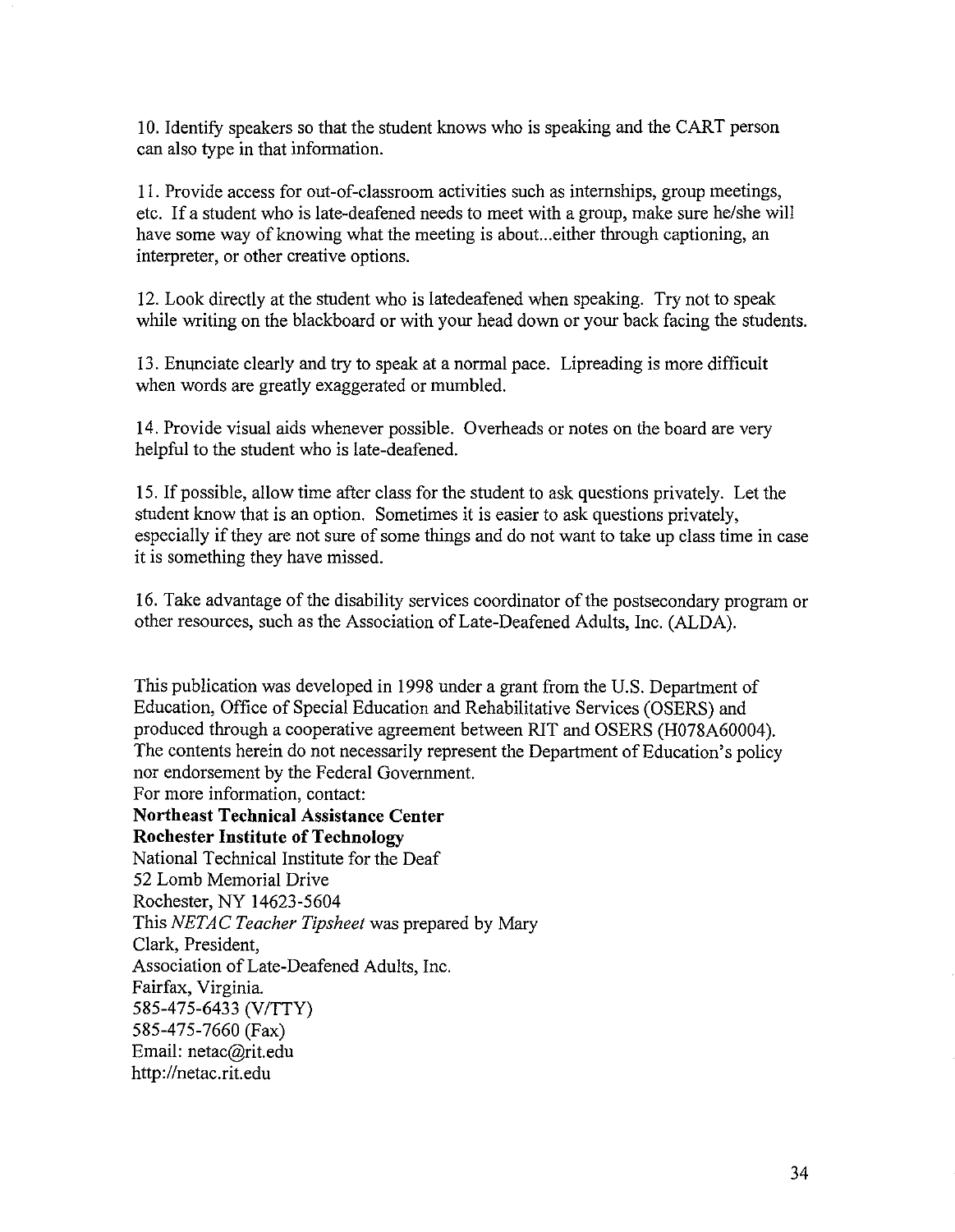10. Identify speakers so that the student knows who is speaking and the CART person can also type in that information.

11. Provide access for out-of-classroom activities such as internships, group meetings, etc. If a student who is late-deafened needs to meet with a group, make sure he/she will have some way of knowing what the meeting is about...either through captioning, an interpreter, or other creative options.

12. Look directly at the student who is latedeafened when speaking. Try not to speak while writing on the blackboard or with your head down or your back facing the students.

13. Enunciate clearly and try to speak at a normal pace. Lipreading is more difficult when words are greatly exaggerated or mumbled.

14. Provide visual aids whenever possible. Overheads or notes on the board are very helpful to the student who is late-deafened.

15. If possible, allow time after class for the student to ask questions privately. Let the student know that is an option. Sometimes it is easier to ask questions privately, especially if they are not sure of some things and do not want to take up class time in case it is something they have missed.

16. Take advantage of the disability services coordinator of the postsecondary program or other resources, such as the Association of Late-Deafened Adults, Inc. (ALDA).

This publication was developed in 1998 under a grant from the U.S. Department of Education, Office of Special Education and Rehabilitative Services (OSERS) and produced through a cooperative agreement between RIT and OSERS (H078A60004). The contents herein do not necessarily represent the Department of Education's policy nor endorsement by the Federal Government.
For more information, contact:
**Northeast Technical Assistance Center**
**Rochester Institute of Technology**
National Technical Institute for the Deaf
52 Lomb Memorial Drive
Rochester, NY 14623-5604
This *NETAC Teacher Tipsheet* was prepared by Mary Clark, President,
Association of Late-Deafened Adults, Inc.
Fairfax, Virginia.
585-475-6433 (V/TTY)
585-475-7660 (Fax)
Email: netac@rit.edu
http://netac.rit.edu